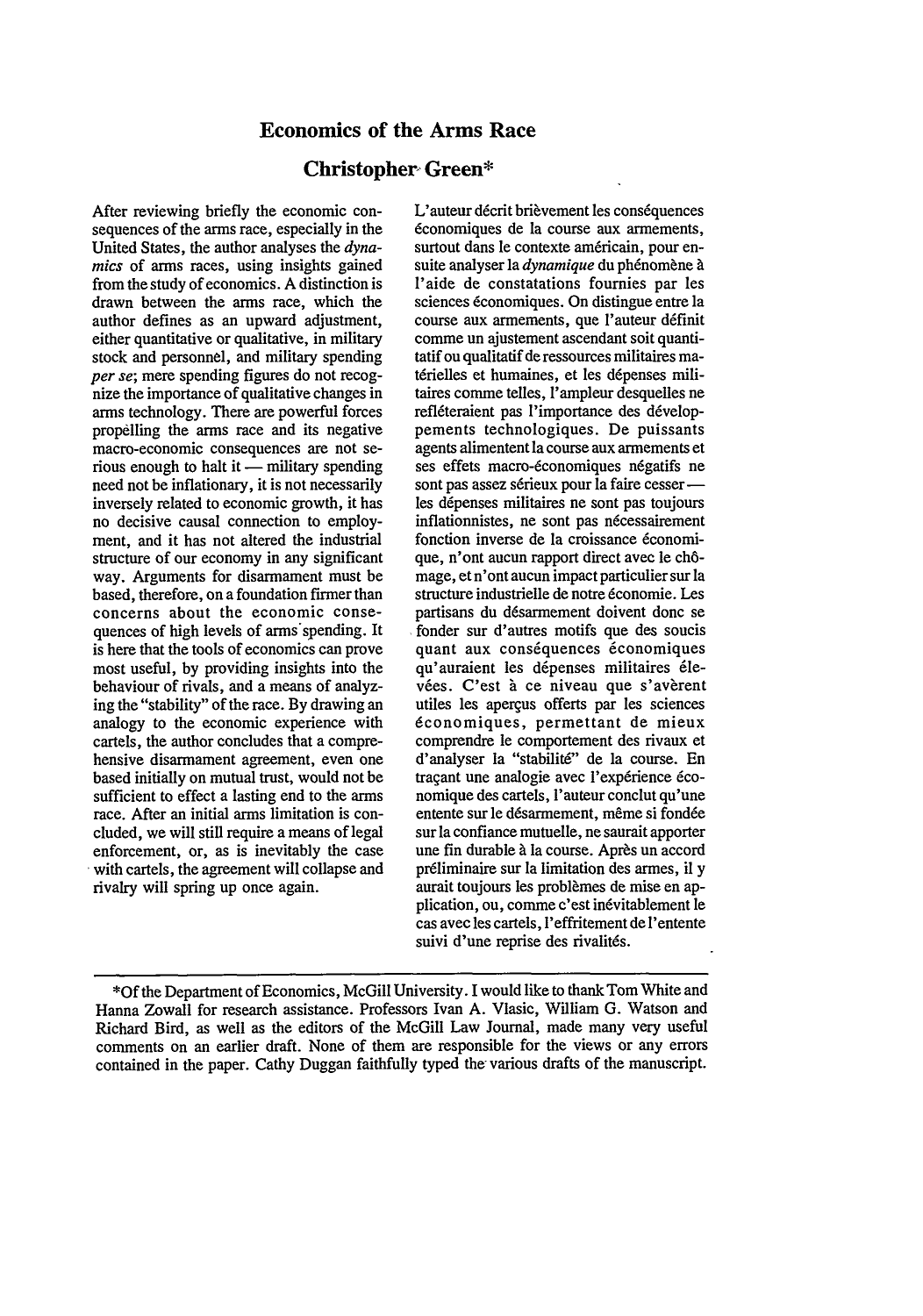# Economics of the Arms Race

## Christopher Green*

After reviewing briefly the economic consequences of the arms race, especially in the United States, the author analyses the *dynamics* of arms races, using insights gained from the study of economics. A distinction is drawn between the arms race, which the author defines as an upward adjustment, either quantitative or qualitative, in military stock and personnel, and military spending *per se*; mere spending figures do not recognize the importance of qualitative changes in arms technology. There are powerful forces propelling the arms race and its negative macro-economic consequences are not serious enough to halt it — military spending need not be inflationary, it is not necessarily inversely related to economic growth, it has no decisive causal connection to employment, and it has not altered the industrial structure of our economy in any significant way. Arguments for disarmament must be based, therefore, on a foundation firmer than concerns about the economic consequences of high levels of arms spending. It is here that the tools of economics can prove most useful, by providing insights into the behaviour of rivals, and a means of analyzing the "stability" of the race. By drawing an analogy to the economic experience with cartels, the author concludes that a comprehensive disarmament agreement, even one based initially on mutual trust, would not be sufficient to effect a lasting end to the arms race. After an initial arms limitation is concluded, we will still require a means of legal enforcement, or, as is inevitably the case with cartels, the agreement will collapse and rivalry will spring up once again.

L'auteur décrit brièvement les conséquences économiques de la course aux armements, surtout dans le contexte américain, pour ensuite analyser la *dynamique* du phénomène à l'aide de constatations fournies par les sciences économiques. On distingue entre la course aux armements, que l'auteur définit comme un ajustement ascendant soit quantitatif ou qualitatif de ressources militaires matérielles et humaines, et les dépenses militaires comme telles, l'ampleur desquelles ne refléteraient pas l'importance des développements technologiques. De puissants agents alimentent la course aux armements et ses effets macro-économiques négatifs ne sont pas assez sérieux pour la faire cesser — les dépenses militaires ne sont pas toujours inflationnistes, ne sont pas nécessairement fonction inverse de la croissance économique, n'ont aucun rapport direct avec le chômage, et n'ont aucun impact particulier sur la structure industrielle de notre économie. Les partisans du désarmement doivent donc se fonder sur d'autres motifs que des soucis quant aux conséquences économiques qu'auraient les dépenses militaires élevées. C'est à ce niveau que s'avèrent utiles les aperçus offerts par les sciences économiques, permettant de mieux comprendre le comportement des rivaux et d'analyser la "stabilité" de la course. En traçant une analogie avec l'expérience économique des cartels, l'auteur conclut qu'une entente sur le désarmement, même si fondée sur la confiance mutuelle, ne saurait apporter une fin durable à la course. Après un accord préliminaire sur la limitation des armes, il y aurait toujours les problèmes de mise en application, ou, comme c'est inévitablement le cas avec les cartels, l'effritement de l'entente suivi d'une reprise des rivalités.

---

*Of the Department of Economics, McGill University. I would like to thank Tom White and Hanna Zowall for research assistance. Professors Ivan A. Vlasic, William G. Watson and Richard Bird, as well as the editors of the McGill Law Journal, made many very useful comments on an earlier draft. None of them are responsible for the views or any errors contained in the paper. Cathy Duggan faithfully typed the various drafts of the manuscript.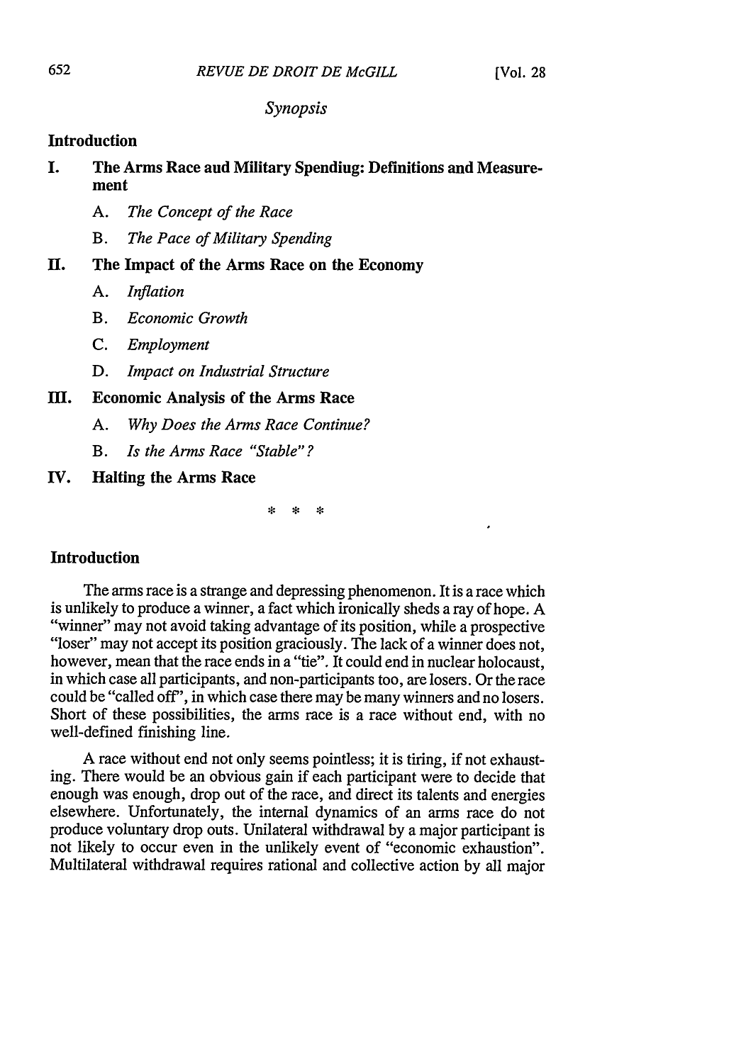*Synopsis*

**Introduction**

**I. The Arms Race aud Military Spendiug: Definitions and Measurement**

- A. *The Concept of the Race*
- B. *The Pace of Military Spending*

**II. The Impact of the Arms Race on the Economy**

- A. *Inflation*
- B. *Economic Growth*
- C. *Employment*
- D. *Impact on Industrial Structure*

**III. Economic Analysis of the Arms Race**

- A. *Why Does the Arms Race Continue?*
- B. *Is the Arms Race "Stable"?*

**IV. Halting the Arms Race**

\* \* \*

## Introduction

The arms race is a strange and depressing phenomenon. It is a race which is unlikely to produce a winner, a fact which ironically sheds a ray of hope. A "winner" may not avoid taking advantage of its position, while a prospective "loser" may not accept its position graciously. The lack of a winner does not, however, mean that the race ends in a "tie". It could end in nuclear holocaust, in which case all participants, and non-participants too, are losers. Or the race could be "called off", in which case there may be many winners and no losers. Short of these possibilities, the arms race is a race without end, with no well-defined finishing line.

A race without end not only seems pointless; it is tiring, if not exhausting. There would be an obvious gain if each participant were to decide that enough was enough, drop out of the race, and direct its talents and energies elsewhere. Unfortunately, the internal dynamics of an arms race do not produce voluntary drop outs. Unilateral withdrawal by a major participant is not likely to occur even in the unlikely event of "economic exhaustion". Multilateral withdrawal requires rational and collective action by all major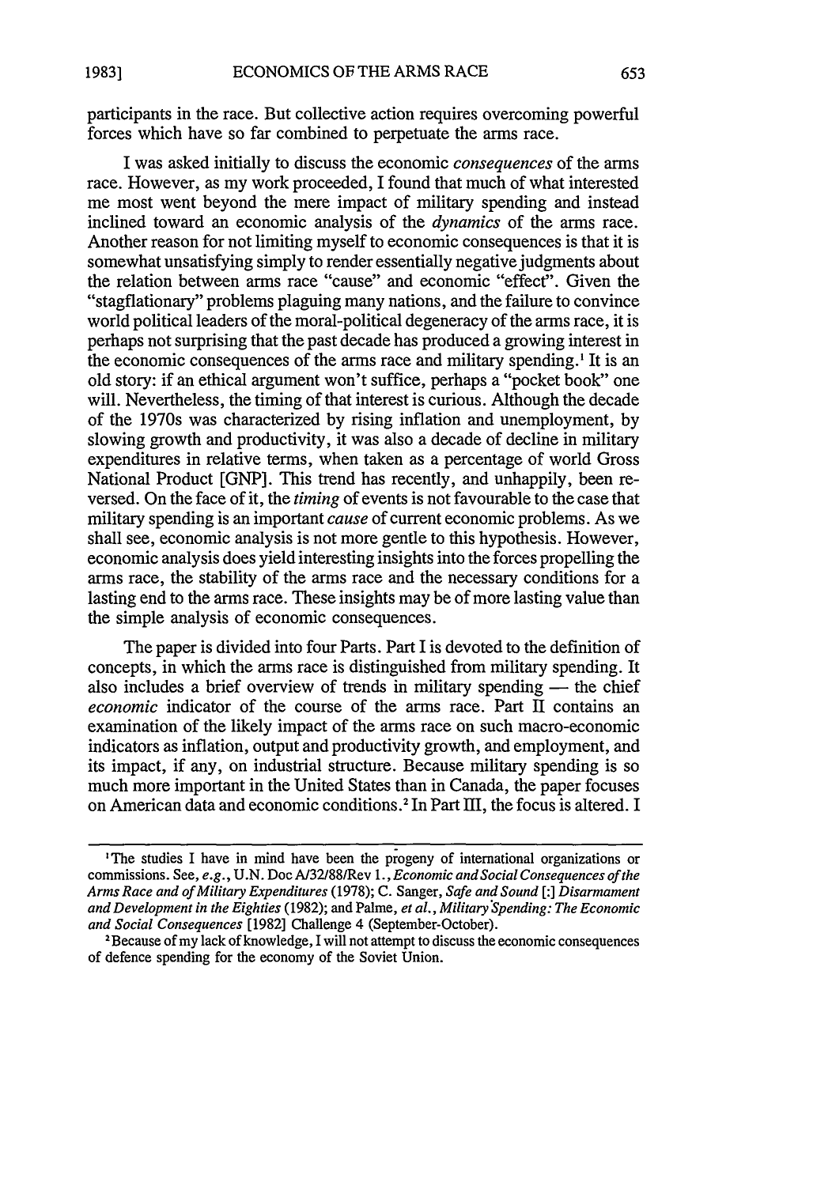participants in the race. But collective action requires overcoming powerful forces which have so far combined to perpetuate the arms race.

I was asked initially to discuss the economic *consequences* of the arms race. However, as my work proceeded, I found that much of what interested me most went beyond the mere impact of military spending and instead inclined toward an economic analysis of the *dynamics* of the arms race. Another reason for not limiting myself to economic consequences is that it is somewhat unsatisfying simply to render essentially negative judgments about the relation between arms race "cause" and economic "effect". Given the "stagflationary" problems plaguing many nations, and the failure to convince world political leaders of the moral-political degeneracy of the arms race, it is perhaps not surprising that the past decade has produced a growing interest in the economic consequences of the arms race and military spending.[1] It is an old story: if an ethical argument won't suffice, perhaps a "pocket book" one will. Nevertheless, the timing of that interest is curious. Although the decade of the 1970s was characterized by rising inflation and unemployment, by slowing growth and productivity, it was also a decade of decline in military expenditures in relative terms, when taken as a percentage of world Gross National Product [GNP]. This trend has recently, and unhappily, been reversed. On the face of it, the *timing* of events is not favourable to the case that military spending is an important *cause* of current economic problems. As we shall see, economic analysis is not more gentle to this hypothesis. However, economic analysis does yield interesting insights into the forces propelling the arms race, the stability of the arms race and the necessary conditions for a lasting end to the arms race. These insights may be of more lasting value than the simple analysis of economic consequences.

The paper is divided into four Parts. Part I is devoted to the definition of concepts, in which the arms race is distinguished from military spending. It also includes a brief overview of trends in military spending — the chief *economic* indicator of the course of the arms race. Part II contains an examination of the likely impact of the arms race on such macro-economic indicators as inflation, output and productivity growth, and employment, and its impact, if any, on industrial structure. Because military spending is so much more important in the United States than in Canada, the paper focuses on American data and economic conditions.[2] In Part III, the focus is altered. I

---

[1] The studies I have in mind have been the progeny of international organizations or commissions. See, *e.g.*, U.N. Doc A/32/88/Rev 1., *Economic and Social Consequences of the Arms Race and of Military Expenditures* (1978); C. Sanger, *Safe and Sound* [:] *Disarmament and Development in the Eighties* (1982); and Palme, *et al.*, *Military Spending: The Economic and Social Consequences* [1982] Challenge 4 (September-October).

[2] Because of my lack of knowledge, I will not attempt to discuss the economic consequences of defence spending for the economy of the Soviet Union.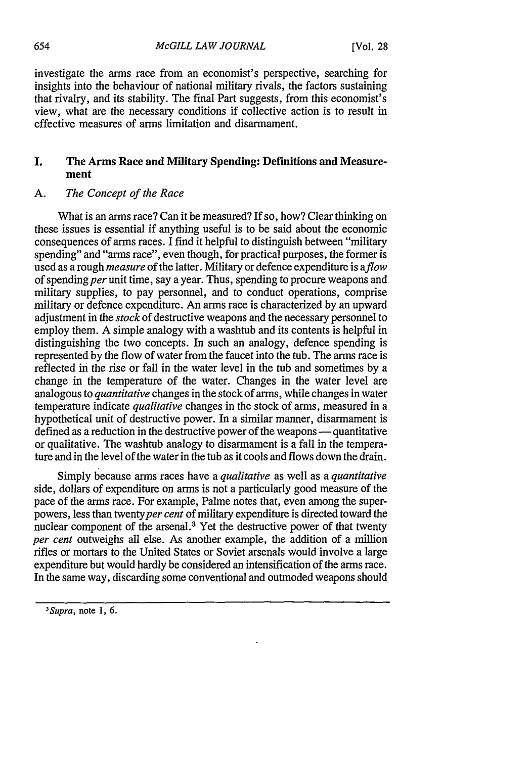investigate the arms race from an economist's perspective, searching for insights into the behaviour of national military rivals, the factors sustaining that rivalry, and its stability. The final Part suggests, from this economist's view, what are the necessary conditions if collective action is to result in effective measures of arms limitation and disarmament.

## I. The Arms Race and Military Spending: Definitions and Measurement

### A. *The Concept of the Race*

What is an arms race? Can it be measured? If so, how? Clear thinking on these issues is essential if anything useful is to be said about the economic consequences of arms races. I find it helpful to distinguish between "military spending" and "arms race", even though, for practical purposes, the former is used as a rough *measure* of the latter. Military or defence expenditure is a *flow* of spending *per* unit time, say a year. Thus, spending to procure weapons and military supplies, to pay personnel, and to conduct operations, comprise military or defence expenditure. An arms race is characterized by an upward adjustment in the *stock* of destructive weapons and the necessary personnel to employ them. A simple analogy with a washtub and its contents is helpful in distinguishing the two concepts. In such an analogy, defence spending is represented by the flow of water from the faucet into the tub. The arms race is reflected in the rise or fall in the water level in the tub and sometimes by a change in the temperature of the water. Changes in the water level are analogous to *quantitative* changes in the stock of arms, while changes in water temperature indicate *qualitative* changes in the stock of arms, measured in a hypothetical unit of destructive power. In a similar manner, disarmament is defined as a reduction in the destructive power of the weapons — quantitative or qualitative. The washtub analogy to disarmament is a fall in the temperature and in the level of the water in the tub as it cools and flows down the drain.

Simply because arms races have a *qualitative* as well as a *quantitative* side, dollars of expenditure on arms is not a particularly good measure of the pace of the arms race. For example, Palme notes that, even among the superpowers, less than twenty *per cent* of military expenditure is directed toward the nuclear component of the arsenal.[3] Yet the destructive power of that twenty *per cent* outweighs all else. As another example, the addition of a million rifles or mortars to the United States or Soviet arsenals would involve a large expenditure but would hardly be considered an intensification of the arms race. In the same way, discarding some conventional and outmoded weapons should

[3] *Supra*, note 1, 6.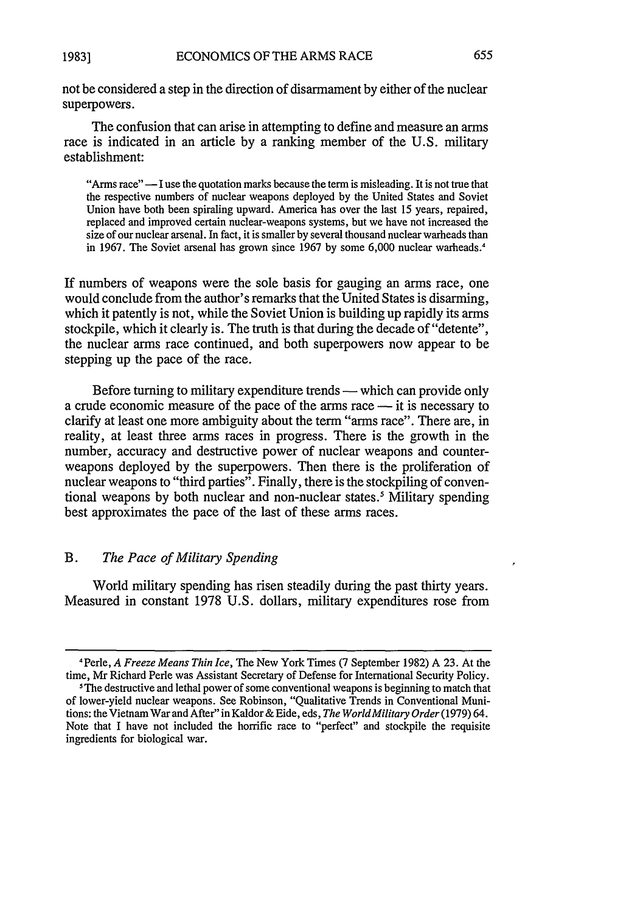not be considered a step in the direction of disarmament by either of the nuclear superpowers.

The confusion that can arise in attempting to define and measure an arms race is indicated in an article by a ranking member of the U.S. military establishment:

> "Arms race" — I use the quotation marks because the term is misleading. It is not true that the respective numbers of nuclear weapons deployed by the United States and Soviet Union have both been spiraling upward. America has over the last 15 years, repaired, replaced and improved certain nuclear-weapons systems, but we have not increased the size of our nuclear arsenal. In fact, it is smaller by several thousand nuclear warheads than in 1967. The Soviet arsenal has grown since 1967 by some 6,000 nuclear warheads.[4]

If numbers of weapons were the sole basis for gauging an arms race, one would conclude from the author's remarks that the United States is disarming, which it patently is not, while the Soviet Union is building up rapidly its arms stockpile, which it clearly is. The truth is that during the decade of "detente", the nuclear arms race continued, and both superpowers now appear to be stepping up the pace of the race.

Before turning to military expenditure trends — which can provide only a crude economic measure of the pace of the arms race — it is necessary to clarify at least one more ambiguity about the term "arms race". There are, in reality, at least three arms races in progress. There is the growth in the number, accuracy and destructive power of nuclear weapons and counter-weapons deployed by the superpowers. Then there is the proliferation of nuclear weapons to "third parties". Finally, there is the stockpiling of conventional weapons by both nuclear and non-nuclear states.[5] Military spending best approximates the pace of the last of these arms races.

## B. *The Pace of Military Spending*

World military spending has risen steadily during the past thirty years. Measured in constant 1978 U.S. dollars, military expenditures rose from

---

[4] Perle, *A Freeze Means Thin Ice*, The New York Times (7 September 1982) A 23. At the time, Mr Richard Perle was Assistant Secretary of Defense for International Security Policy.

[5] The destructive and lethal power of some conventional weapons is beginning to match that of lower-yield nuclear weapons. See Robinson, "Qualitative Trends in Conventional Munitions: the Vietnam War and After" in Kaldor & Eide, eds, *The World Military Order* (1979) 64. Note that I have not included the horrific race to "perfect" and stockpile the requisite ingredients for biological war.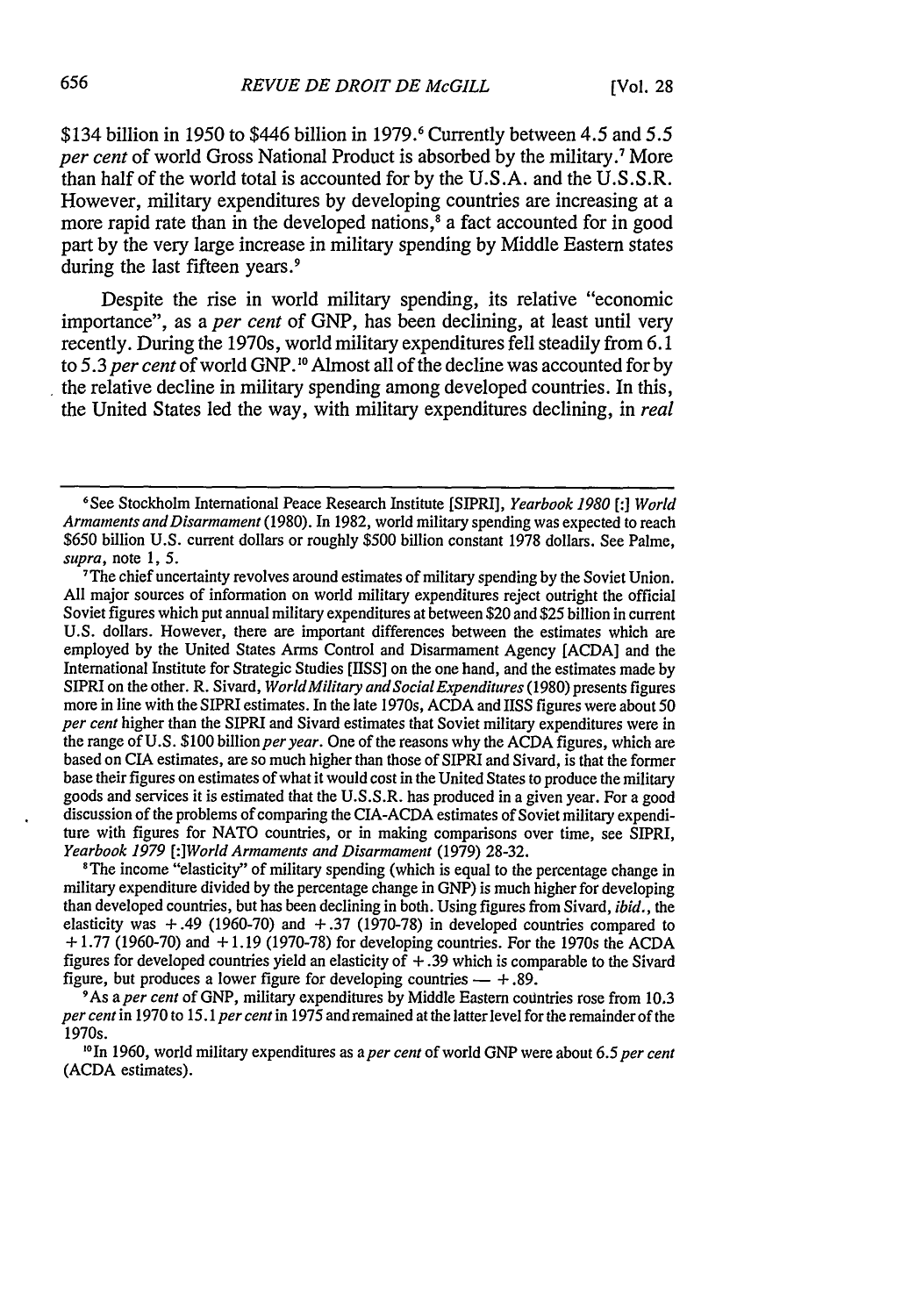$134 billion in 1950 to $446 billion in 1979.[6] Currently between 4.5 and 5.5 *per cent* of world Gross National Product is absorbed by the military.[7] More than half of the world total is accounted for by the U.S.A. and the U.S.S.R. However, military expenditures by developing countries are increasing at a more rapid rate than in the developed nations,[8] a fact accounted for in good part by the very large increase in military spending by Middle Eastern states during the last fifteen years.[9]

Despite the rise in world military spending, its relative "economic importance", as a *per cent* of GNP, has been declining, at least until very recently. During the 1970s, world military expenditures fell steadily from 6.1 to 5.3 *per cent* of world GNP.[10] Almost all of the decline was accounted for by the relative decline in military spending among developed countries. In this, the United States led the way, with military expenditures declining, in *real*

---

[6] See Stockholm International Peace Research Institute [SIPRI], *Yearbook 1980* [:] *World Armaments and Disarmament* (1980). In 1982, world military spending was expected to reach $650 billion U.S. current dollars or roughly $500 billion constant 1978 dollars. See Palme, *supra*, note 1, 5.

[7] The chief uncertainty revolves around estimates of military spending by the Soviet Union. All major sources of information on world military expenditures reject outright the official Soviet figures which put annual military expenditures at between $20 and $25 billion in current U.S. dollars. However, there are important differences between the estimates which are employed by the United States Arms Control and Disarmament Agency [ACDA] and the International Institute for Strategic Studies [IISS] on the one hand, and the estimates made by SIPRI on the other. R. Sivard, *World Military and Social Expenditures* (1980) presents figures more in line with the SIPRI estimates. In the late 1970s, ACDA and IISS figures were about 50 *per cent* higher than the SIPRI and Sivard estimates that Soviet military expenditures were in the range of U.S. $100 billion *per year*. One of the reasons why the ACDA figures, which are based on CIA estimates, are so much higher than those of SIPRI and Sivard, is that the former base their figures on estimates of what it would cost in the United States to produce the military goods and services it is estimated that the U.S.S.R. has produced in a given year. For a good discussion of the problems of comparing the CIA-ACDA estimates of Soviet military expenditure with figures for NATO countries, or in making comparisons over time, see SIPRI, *Yearbook 1979* [:]*World Armaments and Disarmament* (1979) 28-32.

[8] The income "elasticity" of military spending (which is equal to the percentage change in military expenditure divided by the percentage change in GNP) is much higher for developing than developed countries, but has been declining in both. Using figures from Sivard, *ibid.*, the elasticity was +.49 (1960-70) and +.37 (1970-78) in developed countries compared to +1.77 (1960-70) and +1.19 (1970-78) for developing countries. For the 1970s the ACDA figures for developed countries yield an elasticity of +.39 which is comparable to the Sivard figure, but produces a lower figure for developing countries — +.89.

[9] As a *per cent* of GNP, military expenditures by Middle Eastern countries rose from 10.3 *per cent* in 1970 to 15.1 *per cent* in 1975 and remained at the latter level for the remainder of the 1970s.

[10] In 1960, world military expenditures as a *per cent* of world GNP were about 6.5 *per cent* (ACDA estimates).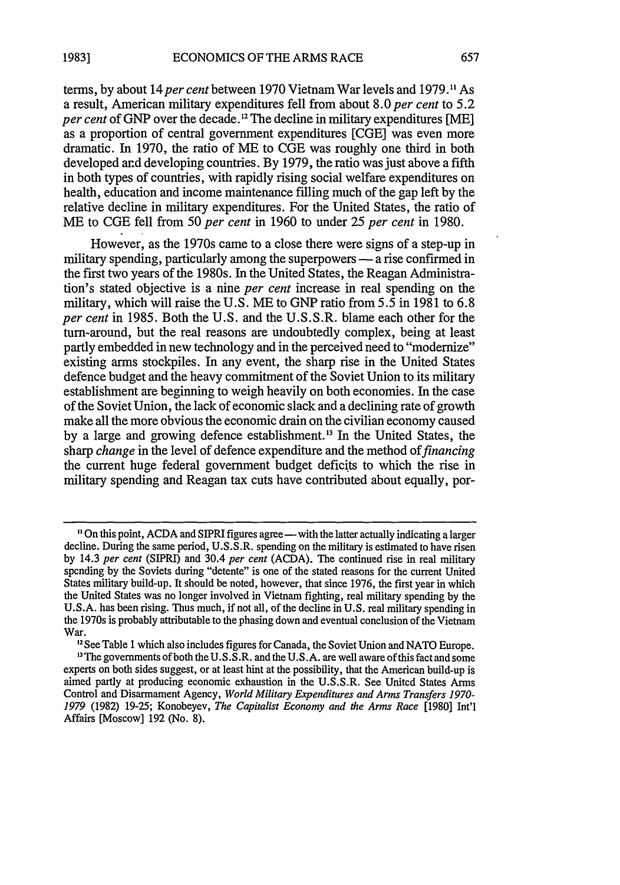terms, by about 14 *per cent* between 1970 Vietnam War levels and 1979.[11] As a result, American military expenditures fell from about 8.0 *per cent* to 5.2 *per cent* of GNP over the decade.[12] The decline in military expenditures [ME] as a proportion of central government expenditures [CGE] was even more dramatic. In 1970, the ratio of ME to CGE was roughly one third in both developed and developing countries. By 1979, the ratio was just above a fifth in both types of countries, with rapidly rising social welfare expenditures on health, education and income maintenance filling much of the gap left by the relative decline in military expenditures. For the United States, the ratio of ME to CGE fell from 50 *per cent* in 1960 to under 25 *per cent* in 1980.

However, as the 1970s came to a close there were signs of a step-up in military spending, particularly among the superpowers — a rise confirmed in the first two years of the 1980s. In the United States, the Reagan Administration's stated objective is a nine *per cent* increase in real spending on the military, which will raise the U.S. ME to GNP ratio from 5.5 in 1981 to 6.8 *per cent* in 1985. Both the U.S. and the U.S.S.R. blame each other for the turn-around, but the real reasons are undoubtedly complex, being at least partly embedded in new technology and in the perceived need to "modernize" existing arms stockpiles. In any event, the sharp rise in the United States defence budget and the heavy commitment of the Soviet Union to its military establishment are beginning to weigh heavily on both economies. In the case of the Soviet Union, the lack of economic slack and a declining rate of growth make all the more obvious the economic drain on the civilian economy caused by a large and growing defence establishment.[13] In the United States, the sharp *change* in the level of defence expenditure and the method of *financing* the current huge federal government budget deficits to which the rise in military spending and Reagan tax cuts have contributed about equally, por-

---

[11] On this point, ACDA and SIPRI figures agree — with the latter actually indicating a larger decline. During the same period, U.S.S.R. spending on the military is estimated to have risen by 14.3 *per cent* (SIPRI) and 30.4 *per cent* (ACDA). The continued rise in real military spending by the Soviets during "detente" is one of the stated reasons for the current United States military build-up. It should be noted, however, that since 1976, the first year in which the United States was no longer involved in Vietnam fighting, real military spending by the U.S.A. has been rising. Thus much, if not all, of the decline in U.S. real military spending in the 1970s is probably attributable to the phasing down and eventual conclusion of the Vietnam War.

[12] See Table 1 which also includes figures for Canada, the Soviet Union and NATO Europe.

[13] The governments of both the U.S.S.R. and the U.S.A. are well aware of this fact and some experts on both sides suggest, or at least hint at the possibility, that the American build-up is aimed partly at producing economic exhaustion in the U.S.S.R. See United States Arms Control and Disarmament Agency, *World Military Expenditures and Arms Transfers 1970-1979* (1982) 19-25; Konobeyev, *The Capitalist Economy and the Arms Race* [1980] Int'l Affairs [Moscow] 192 (No. 8).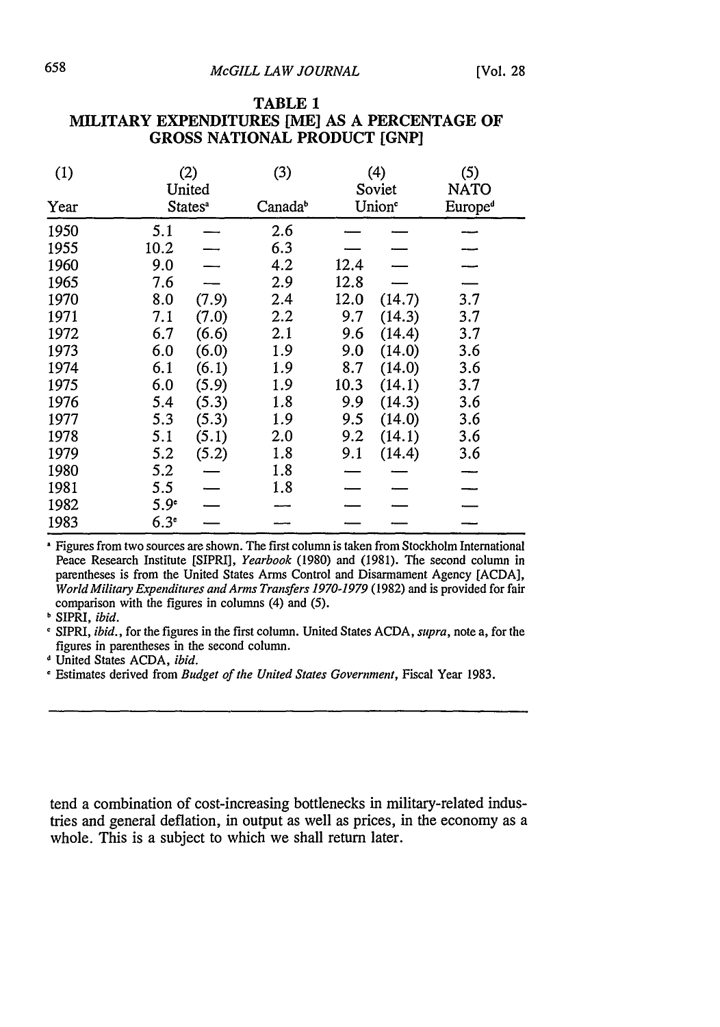**TABLE 1**
**MILITARY EXPENDITURES [ME] AS A PERCENTAGE OF GROSS NATIONAL PRODUCT [GNP]**

| (1) Year | (2) United States[a] | | (3) Canada[b] | (4) Soviet Union[c] | | (5) NATO Europe[d] |
|---|---|---|---|---|---|---|
| 1950 | 5.1 | — | 2.6 | — | — | — |
| 1955 | 10.2 | — | 6.3 | — | — | — |
| 1960 | 9.0 | — | 4.2 | 12.4 | — | — |
| 1965 | 7.6 | — | 2.9 | 12.8 | — | — |
| 1970 | 8.0 | (7.9) | 2.4 | 12.0 | (14.7) | 3.7 |
| 1971 | 7.1 | (7.0) | 2.2 | 9.7 | (14.3) | 3.7 |
| 1972 | 6.7 | (6.6) | 2.1 | 9.6 | (14.4) | 3.7 |
| 1973 | 6.0 | (6.0) | 1.9 | 9.0 | (14.0) | 3.6 |
| 1974 | 6.1 | (6.1) | 1.9 | 8.7 | (14.0) | 3.6 |
| 1975 | 6.0 | (5.9) | 1.9 | 10.3 | (14.1) | 3.7 |
| 1976 | 5.4 | (5.3) | 1.8 | 9.9 | (14.3) | 3.6 |
| 1977 | 5.3 | (5.3) | 1.9 | 9.5 | (14.0) | 3.6 |
| 1978 | 5.1 | (5.1) | 2.0 | 9.2 | (14.1) | 3.6 |
| 1979 | 5.2 | (5.2) | 1.8 | 9.1 | (14.4) | 3.6 |
| 1980 | 5.2 | — | 1.8 | — | — | — |
| 1981 | 5.5 | — | 1.8 | — | — | — |
| 1982 | 5.9[e] | — | — | — | — | — |
| 1983 | 6.3[e] | — | — | — | — | — |

[a] Figures from two sources are shown. The first column is taken from Stockholm International Peace Research Institute [SIPRI], *Yearbook* (1980) and (1981). The second column in parentheses is from the United States Arms Control and Disarmament Agency [ACDA], *World Military Expenditures and Arms Transfers 1970-1979* (1982) and is provided for fair comparison with the figures in columns (4) and (5).

[b] SIPRI, *ibid.*

[c] SIPRI, *ibid.*, for the figures in the first column. United States ACDA, *supra*, note a, for the figures in parentheses in the second column.

[d] United States ACDA, *ibid.*

[e] Estimates derived from *Budget of the United States Government*, Fiscal Year 1983.

tend a combination of cost-increasing bottlenecks in military-related industries and general deflation, in output as well as prices, in the economy as a whole. This is a subject to which we shall return later.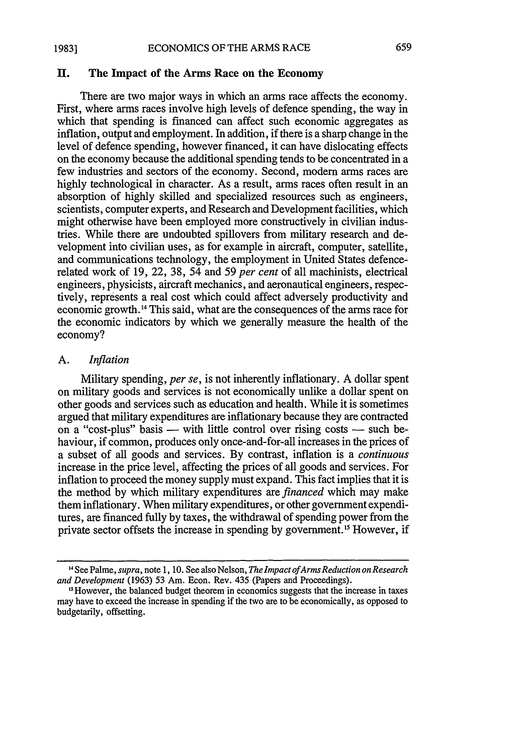## II. The Impact of the Arms Race on the Economy

There are two major ways in which an arms race affects the economy. First, where arms races involve high levels of defence spending, the way in which that spending is financed can affect such economic aggregates as inflation, output and employment. In addition, if there is a sharp change in the level of defence spending, however financed, it can have dislocating effects on the economy because the additional spending tends to be concentrated in a few industries and sectors of the economy. Second, modern arms races are highly technological in character. As a result, arms races often result in an absorption of highly skilled and specialized resources such as engineers, scientists, computer experts, and Research and Development facilities, which might otherwise have been employed more constructively in civilian industries. While there are undoubted spillovers from military research and development into civilian uses, as for example in aircraft, computer, satellite, and communications technology, the employment in United States defence-related work of 19, 22, 38, 54 and 59 *per cent* of all machinists, electrical engineers, physicists, aircraft mechanics, and aeronautical engineers, respectively, represents a real cost which could affect adversely productivity and economic growth.[14] This said, what are the consequences of the arms race for the economic indicators by which we generally measure the health of the economy?

### A. *Inflation*

Military spending, *per se*, is not inherently inflationary. A dollar spent on military goods and services is not economically unlike a dollar spent on other goods and services such as education and health. While it is sometimes argued that military expenditures are inflationary because they are contracted on a "cost-plus" basis — with little control over rising costs — such behaviour, if common, produces only once-and-for-all increases in the prices of a subset of all goods and services. By contrast, inflation is a *continuous* increase in the price level, affecting the prices of all goods and services. For inflation to proceed the money supply must expand. This fact implies that it is the method by which military expenditures are *financed* which may make them inflationary. When military expenditures, or other government expenditures, are financed fully by taxes, the withdrawal of spending power from the private sector offsets the increase in spending by government.[15] However, if

---

[14] See Palme, *supra*, note 1, 10. See also Nelson, *The Impact of Arms Reduction on Research and Development* (1963) 53 Am. Econ. Rev. 435 (Papers and Proceedings).

[15] However, the balanced budget theorem in economics suggests that the increase in taxes may have to exceed the increase in spending if the two are to be economically, as opposed to budgetarily, offsetting.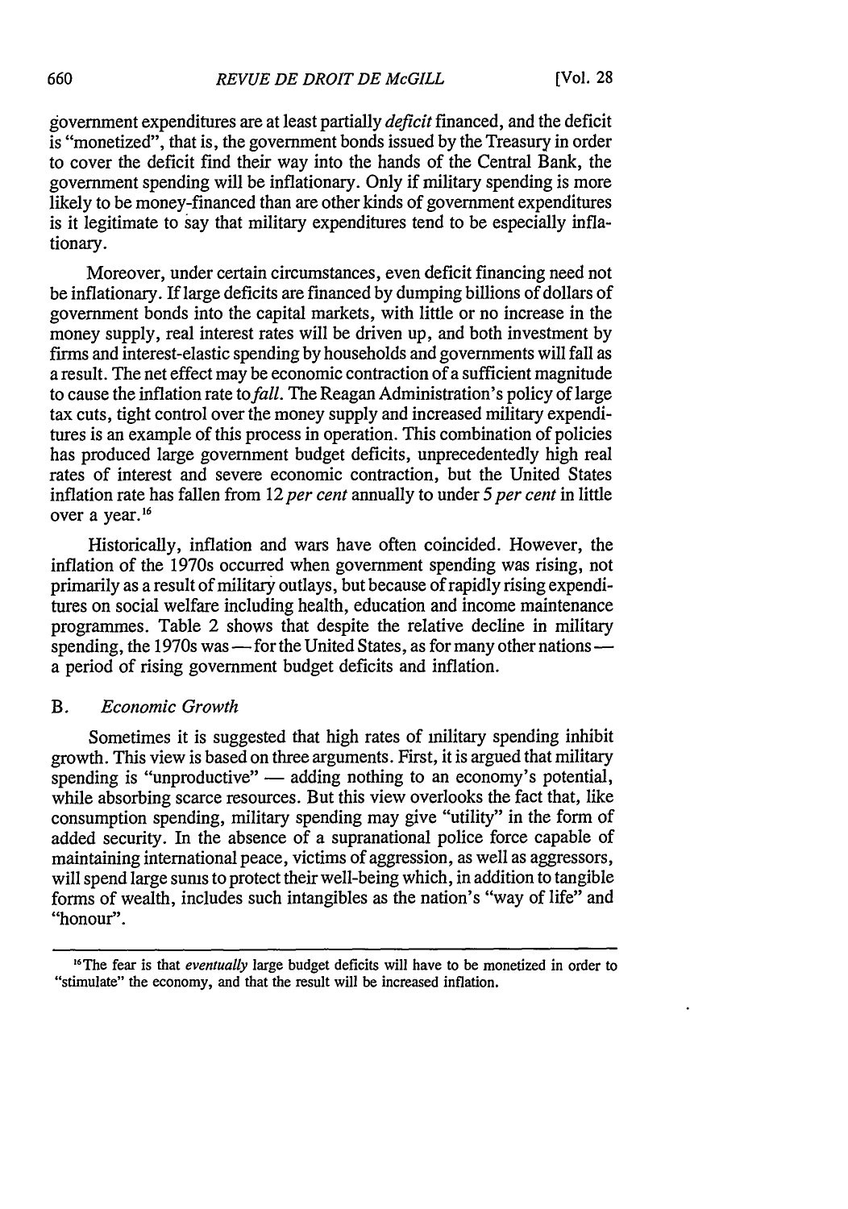government expenditures are at least partially *deficit* financed, and the deficit is "monetized", that is, the government bonds issued by the Treasury in order to cover the deficit find their way into the hands of the Central Bank, the government spending will be inflationary. Only if military spending is more likely to be money-financed than are other kinds of government expenditures is it legitimate to say that military expenditures tend to be especially inflationary.

Moreover, under certain circumstances, even deficit financing need not be inflationary. If large deficits are financed by dumping billions of dollars of government bonds into the capital markets, with little or no increase in the money supply, real interest rates will be driven up, and both investment by firms and interest-elastic spending by households and governments will fall as a result. The net effect may be economic contraction of a sufficient magnitude to cause the inflation rate to *fall*. The Reagan Administration's policy of large tax cuts, tight control over the money supply and increased military expenditures is an example of this process in operation. This combination of policies has produced large government budget deficits, unprecedentedly high real rates of interest and severe economic contraction, but the United States inflation rate has fallen from 12 *per cent* annually to under 5 *per cent* in little over a year.[16]

Historically, inflation and wars have often coincided. However, the inflation of the 1970s occurred when government spending was rising, not primarily as a result of military outlays, but because of rapidly rising expenditures on social welfare including health, education and income maintenance programmes. Table 2 shows that despite the relative decline in military spending, the 1970s was — for the United States, as for many other nations — a period of rising government budget deficits and inflation.

### B. *Economic Growth*

Sometimes it is suggested that high rates of military spending inhibit growth. This view is based on three arguments. First, it is argued that military spending is "unproductive" — adding nothing to an economy's potential, while absorbing scarce resources. But this view overlooks the fact that, like consumption spending, military spending may give "utility" in the form of added security. In the absence of a supranational police force capable of maintaining international peace, victims of aggression, as well as aggressors, will spend large sums to protect their well-being which, in addition to tangible forms of wealth, includes such intangibles as the nation's "way of life" and "honour".

---

[16] The fear is that *eventually* large budget deficits will have to be monetized in order to "stimulate" the economy, and that the result will be increased inflation.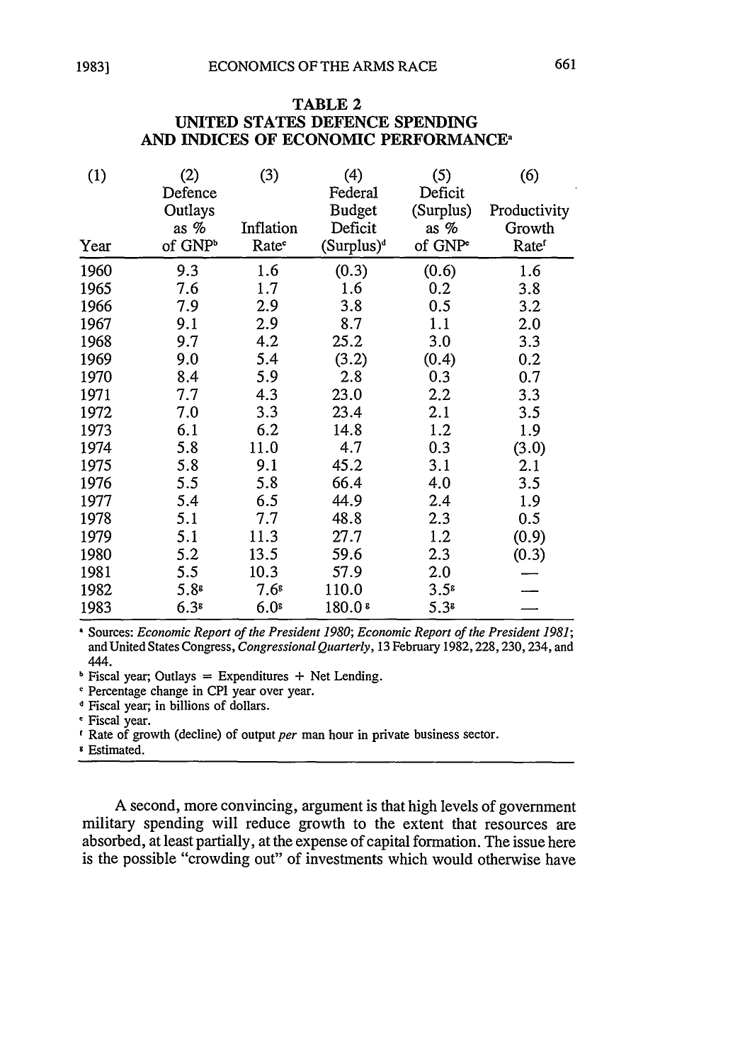**TABLE 2**
**UNITED STATES DEFENCE SPENDING AND INDICES OF ECONOMIC PERFORMANCE**[a]

| (1) Year | (2) Defence Outlays as % of GNP[b] | (3) Inflation Rate[c] | (4) Federal Budget Deficit (Surplus)[d] | (5) Deficit (Surplus) as % of GNP[e] | (6) Productivity Growth Rate[f] |
|---|---|---|---|---|---|
| 1960 | 9.3 | 1.6 | (0.3) | (0.6) | 1.6 |
| 1965 | 7.6 | 1.7 | 1.6 | 0.2 | 3.8 |
| 1966 | 7.9 | 2.9 | 3.8 | 0.5 | 3.2 |
| 1967 | 9.1 | 2.9 | 8.7 | 1.1 | 2.0 |
| 1968 | 9.7 | 4.2 | 25.2 | 3.0 | 3.3 |
| 1969 | 9.0 | 5.4 | (3.2) | (0.4) | 0.2 |
| 1970 | 8.4 | 5.9 | 2.8 | 0.3 | 0.7 |
| 1971 | 7.7 | 4.3 | 23.0 | 2.2 | 3.3 |
| 1972 | 7.0 | 3.3 | 23.4 | 2.1 | 3.5 |
| 1973 | 6.1 | 6.2 | 14.8 | 1.2 | 1.9 |
| 1974 | 5.8 | 11.0 | 4.7 | 0.3 | (3.0) |
| 1975 | 5.8 | 9.1 | 45.2 | 3.1 | 2.1 |
| 1976 | 5.5 | 5.8 | 66.4 | 4.0 | 3.5 |
| 1977 | 5.4 | 6.5 | 44.9 | 2.4 | 1.9 |
| 1978 | 5.1 | 7.7 | 48.8 | 2.3 | 0.5 |
| 1979 | 5.1 | 11.3 | 27.7 | 1.2 | (0.9) |
| 1980 | 5.2 | 13.5 | 59.6 | 2.3 | (0.3) |
| 1981 | 5.5 | 10.3 | 57.9 | 2.0 | — |
| 1982 | 5.8[g] | 7.6[g] | 110.0 | 3.5[g] | — |
| 1983 | 6.3[g] | 6.0[g] | 180.0[g] | 5.3[g] | — |

[a] Sources: *Economic Report of the President 1980*; *Economic Report of the President 1981*; and United States Congress, *Congressional Quarterly*, 13 February 1982, 228, 230, 234, and 444.

[b] Fiscal year; Outlays = Expenditures + Net Lending.

[c] Percentage change in CPI year over year.

[d] Fiscal year; in billions of dollars.

[e] Fiscal year.

[f] Rate of growth (decline) of output *per* man hour in private business sector.

[g] Estimated.

A second, more convincing, argument is that high levels of government military spending will reduce growth to the extent that resources are absorbed, at least partially, at the expense of capital formation. The issue here is the possible "crowding out" of investments which would otherwise have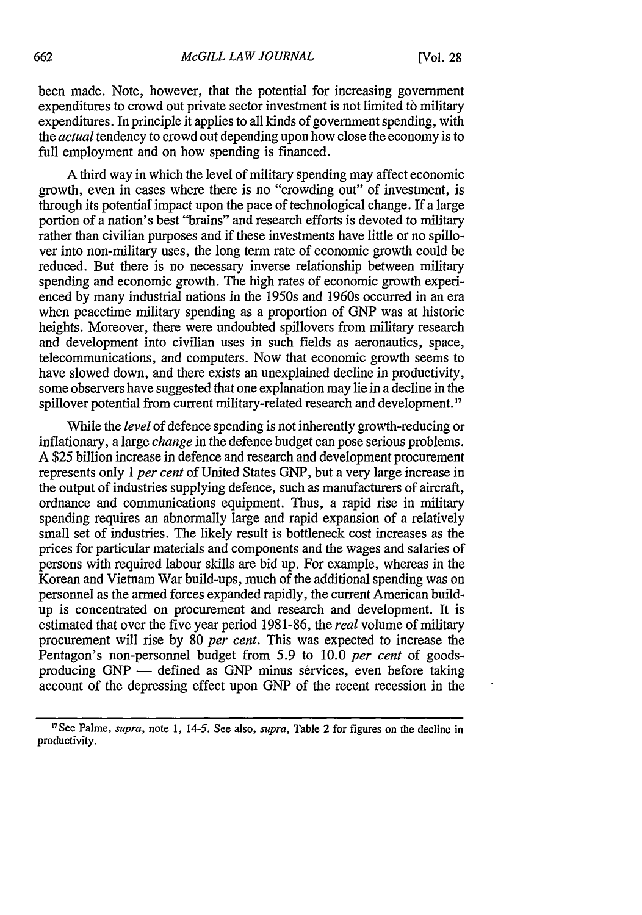been made. Note, however, that the potential for increasing government expenditures to crowd out private sector investment is not limited to military expenditures. In principle it applies to all kinds of government spending, with the *actual* tendency to crowd out depending upon how close the economy is to full employment and on how spending is financed.

A third way in which the level of military spending may affect economic growth, even in cases where there is no "crowding out" of investment, is through its potential impact upon the pace of technological change. If a large portion of a nation's best "brains" and research efforts is devoted to military rather than civilian purposes and if these investments have little or no spillover into non-military uses, the long term rate of economic growth could be reduced. But there is no necessary inverse relationship between military spending and economic growth. The high rates of economic growth experienced by many industrial nations in the 1950s and 1960s occurred in an era when peacetime military spending as a proportion of GNP was at historic heights. Moreover, there were undoubted spillovers from military research and development into civilian uses in such fields as aeronautics, space, telecommunications, and computers. Now that economic growth seems to have slowed down, and there exists an unexplained decline in productivity, some observers have suggested that one explanation may lie in a decline in the spillover potential from current military-related research and development.[17]

While the *level* of defence spending is not inherently growth-reducing or inflationary, a large *change* in the defence budget can pose serious problems. A $25 billion increase in defence and research and development procurement represents only 1 *per cent* of United States GNP, but a very large increase in the output of industries supplying defence, such as manufacturers of aircraft, ordnance and communications equipment. Thus, a rapid rise in military spending requires an abnormally large and rapid expansion of a relatively small set of industries. The likely result is bottleneck cost increases as the prices for particular materials and components and the wages and salaries of persons with required labour skills are bid up. For example, whereas in the Korean and Vietnam War build-ups, much of the additional spending was on personnel as the armed forces expanded rapidly, the current American build-up is concentrated on procurement and research and development. It is estimated that over the five year period 1981-86, the *real* volume of military procurement will rise by 80 *per cent*. This was expected to increase the Pentagon's non-personnel budget from 5.9 to 10.0 *per cent* of goods-producing GNP — defined as GNP minus services, even before taking account of the depressing effect upon GNP of the recent recession in the

---

[17] See Palme, *supra*, note 1, 14-5. See also, *supra*, Table 2 for figures on the decline in productivity.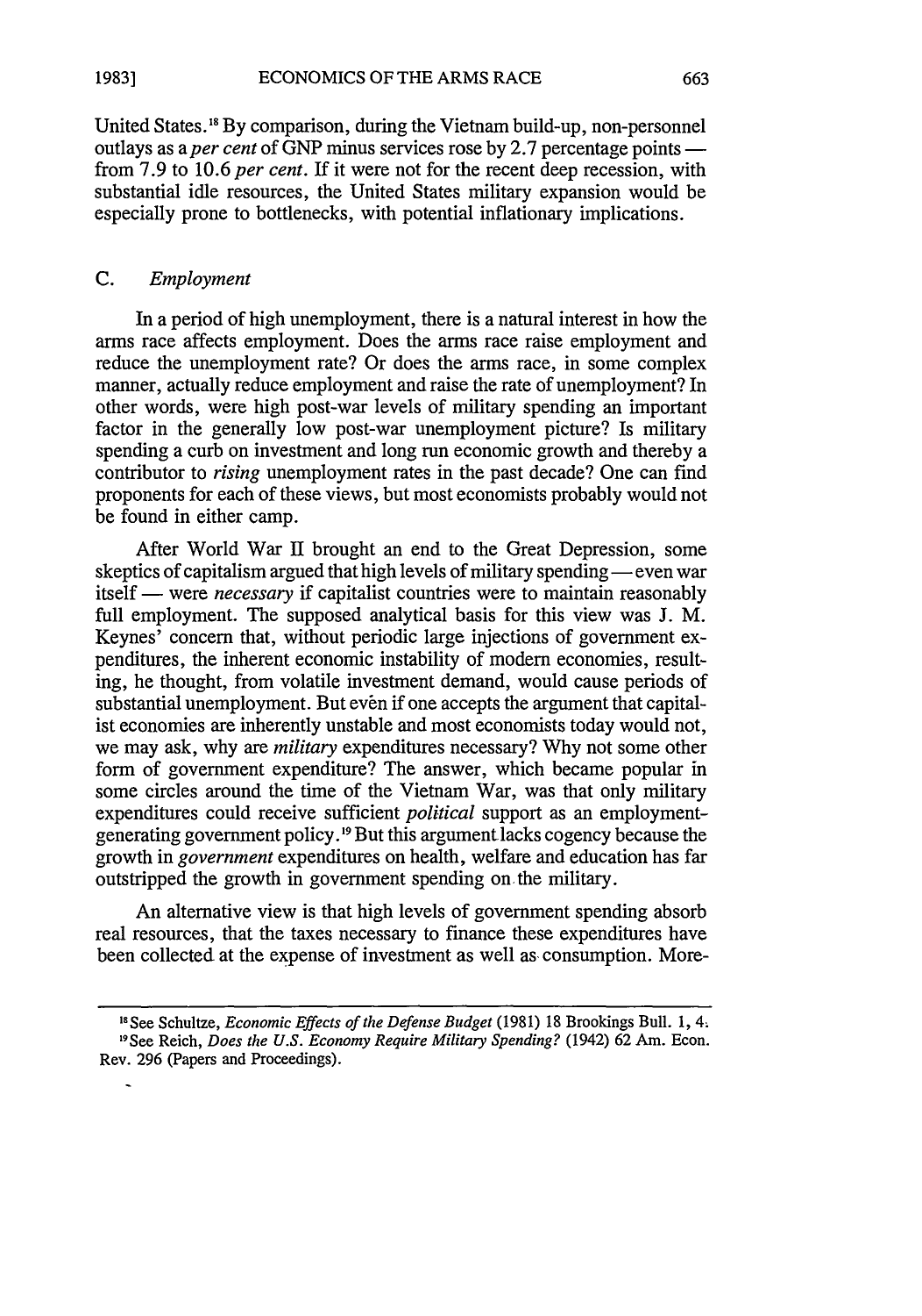United States.[18] By comparison, during the Vietnam build-up, non-personnel outlays as a *per cent* of GNP minus services rose by 2.7 percentage points — from 7.9 to 10.6 *per cent*. If it were not for the recent deep recession, with substantial idle resources, the United States military expansion would be especially prone to bottlenecks, with potential inflationary implications.

### C. *Employment*

In a period of high unemployment, there is a natural interest in how the arms race affects employment. Does the arms race raise employment and reduce the unemployment rate? Or does the arms race, in some complex manner, actually reduce employment and raise the rate of unemployment? In other words, were high post-war levels of military spending an important factor in the generally low post-war unemployment picture? Is military spending a curb on investment and long run economic growth and thereby a contributor to *rising* unemployment rates in the past decade? One can find proponents for each of these views, but most economists probably would not be found in either camp.

After World War II brought an end to the Great Depression, some skeptics of capitalism argued that high levels of military spending — even war itself — were *necessary* if capitalist countries were to maintain reasonably full employment. The supposed analytical basis for this view was J. M. Keynes' concern that, without periodic large injections of government expenditures, the inherent economic instability of modern economies, resulting, he thought, from volatile investment demand, would cause periods of substantial unemployment. But even if one accepts the argument that capitalist economies are inherently unstable and most economists today would not, we may ask, why are *military* expenditures necessary? Why not some other form of government expenditure? The answer, which became popular in some circles around the time of the Vietnam War, was that only military expenditures could receive sufficient *political* support as an employment-generating government policy.[19] But this argument lacks cogency because the growth in *government* expenditures on health, welfare and education has far outstripped the growth in government spending on the military.

An alternative view is that high levels of government spending absorb real resources, that the taxes necessary to finance these expenditures have been collected at the expense of investment as well as consumption. More-

---

[18] See Schultze, *Economic Effects of the Defense Budget* (1981) 18 Brookings Bull. 1, 4.

[19] See Reich, *Does the U.S. Economy Require Military Spending?* (1942) 62 Am. Econ. Rev. 296 (Papers and Proceedings).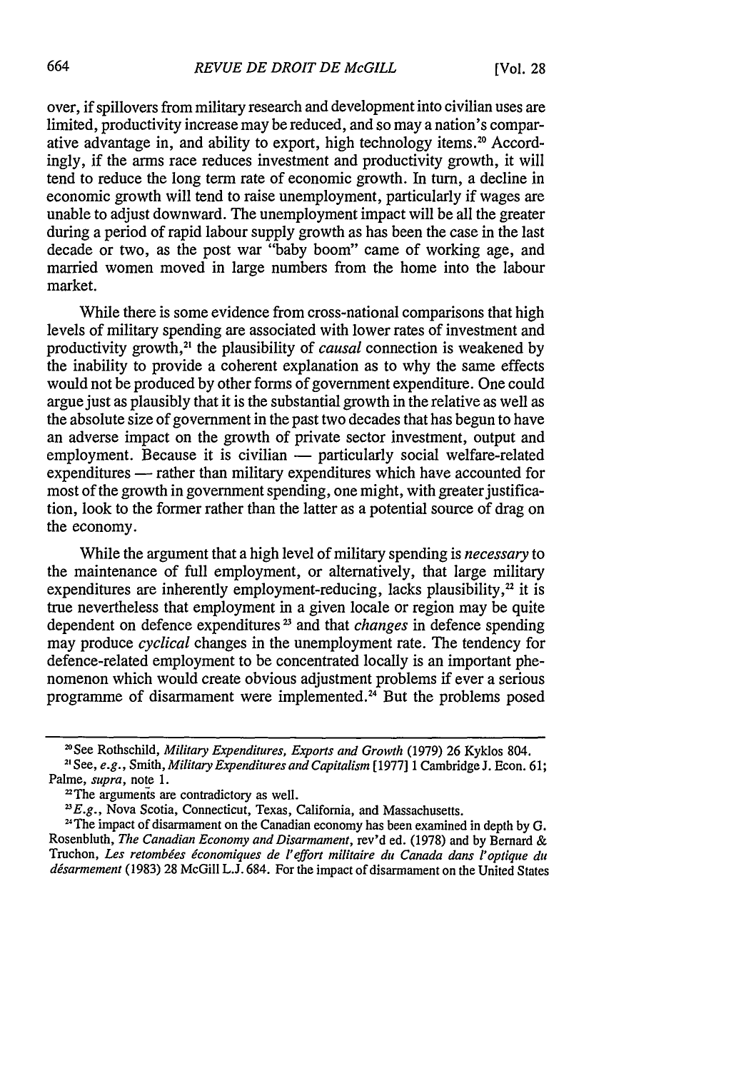over, if spillovers from military research and development into civilian uses are limited, productivity increase may be reduced, and so may a nation's comparative advantage in, and ability to export, high technology items.[20] Accordingly, if the arms race reduces investment and productivity growth, it will tend to reduce the long term rate of economic growth. In turn, a decline in economic growth will tend to raise unemployment, particularly if wages are unable to adjust downward. The unemployment impact will be all the greater during a period of rapid labour supply growth as has been the case in the last decade or two, as the post war "baby boom" came of working age, and married women moved in large numbers from the home into the labour market.

While there is some evidence from cross-national comparisons that high levels of military spending are associated with lower rates of investment and productivity growth,[21] the plausibility of *causal* connection is weakened by the inability to provide a coherent explanation as to why the same effects would not be produced by other forms of government expenditure. One could argue just as plausibly that it is the substantial growth in the relative as well as the absolute size of government in the past two decades that has begun to have an adverse impact on the growth of private sector investment, output and employment. Because it is civilian — particularly social welfare-related expenditures — rather than military expenditures which have accounted for most of the growth in government spending, one might, with greater justification, look to the former rather than the latter as a potential source of drag on the economy.

While the argument that a high level of military spending is *necessary* to the maintenance of full employment, or alternatively, that large military expenditures are inherently employment-reducing, lacks plausibility,[22] it is true nevertheless that employment in a given locale or region may be quite dependent on defence expenditures[23] and that *changes* in defence spending may produce *cyclical* changes in the unemployment rate. The tendency for defence-related employment to be concentrated locally is an important phenomenon which would create obvious adjustment problems if ever a serious programme of disarmament were implemented.[24] But the problems posed

---

[20] See Rothschild, *Military Expenditures, Exports and Growth* (1979) 26 Kyklos 804.

[21] See, *e.g.*, Smith, *Military Expenditures and Capitalism* [1977] 1 Cambridge J. Econ. 61; Palme, *supra*, note 1.

[22] The arguments are contradictory as well.

[23] *E.g.*, Nova Scotia, Connecticut, Texas, California, and Massachusetts.

[24] The impact of disarmament on the Canadian economy has been examined in depth by G. Rosenbluth, *The Canadian Economy and Disarmament*, rev'd ed. (1978) and by Bernard & Truchon, *Les retombées économiques de l'effort militaire du Canada dans l'optique du désarmement* (1983) 28 McGill L.J. 684. For the impact of disarmament on the United States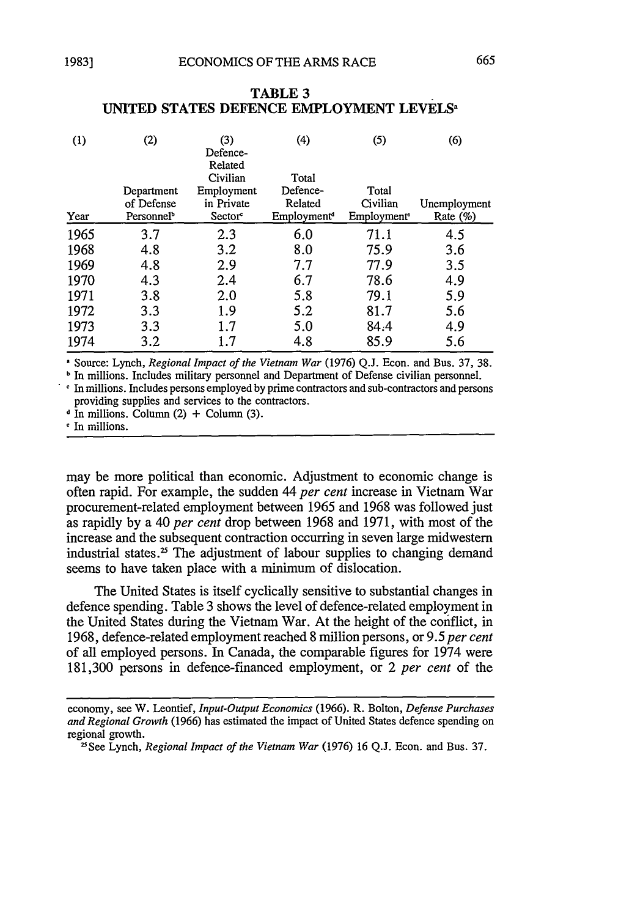**TABLE 3**
**UNITED STATES DEFENCE EMPLOYMENT LEVELS**[a]

| (1) Year | (2) Department of Defense Personnel[b] | (3) Defence-Related Civilian Employment in Private Sector[c] | (4) Total Defence-Related Employment[d] | (5) Total Civilian Employment[e] | (6) Unemployment Rate (%) |
|---|---|---|---|---|---|
| 1965 | 3.7 | 2.3 | 6.0 | 71.1 | 4.5 |
| 1968 | 4.8 | 3.2 | 8.0 | 75.9 | 3.6 |
| 1969 | 4.8 | 2.9 | 7.7 | 77.9 | 3.5 |
| 1970 | 4.3 | 2.4 | 6.7 | 78.6 | 4.9 |
| 1971 | 3.8 | 2.0 | 5.8 | 79.1 | 5.9 |
| 1972 | 3.3 | 1.9 | 5.2 | 81.7 | 5.6 |
| 1973 | 3.3 | 1.7 | 5.0 | 84.4 | 4.9 |
| 1974 | 3.2 | 1.7 | 4.8 | 85.9 | 5.6 |

[a] Source: Lynch, *Regional Impact of the Vietnam War* (1976) Q.J. Econ. and Bus. 37, 38.
[b] In millions. Includes military personnel and Department of Defense civilian personnel.
[c] In millions. Includes persons employed by prime contractors and sub-contractors and persons providing supplies and services to the contractors.
[d] In millions. Column (2) + Column (3).
[e] In millions.

may be more political than economic. Adjustment to economic change is often rapid. For example, the sudden 44 *per cent* increase in Vietnam War procurement-related employment between 1965 and 1968 was followed just as rapidly by a 40 *per cent* drop between 1968 and 1971, with most of the increase and the subsequent contraction occurring in seven large midwestern industrial states.[25] The adjustment of labour supplies to changing demand seems to have taken place with a minimum of dislocation.

The United States is itself cyclically sensitive to substantial changes in defence spending. Table 3 shows the level of defence-related employment in the United States during the Vietnam War. At the height of the conflict, in 1968, defence-related employment reached 8 million persons, or 9.5 *per cent* of all employed persons. In Canada, the comparable figures for 1974 were 181,300 persons in defence-financed employment, or 2 *per cent* of the

economy, see W. Leontief, *Input-Output Economics* (1966). R. Bolton, *Defense Purchases and Regional Growth* (1966) has estimated the impact of United States defence spending on regional growth.

[25] See Lynch, *Regional Impact of the Vietnam War* (1976) 16 Q.J. Econ. and Bus. 37.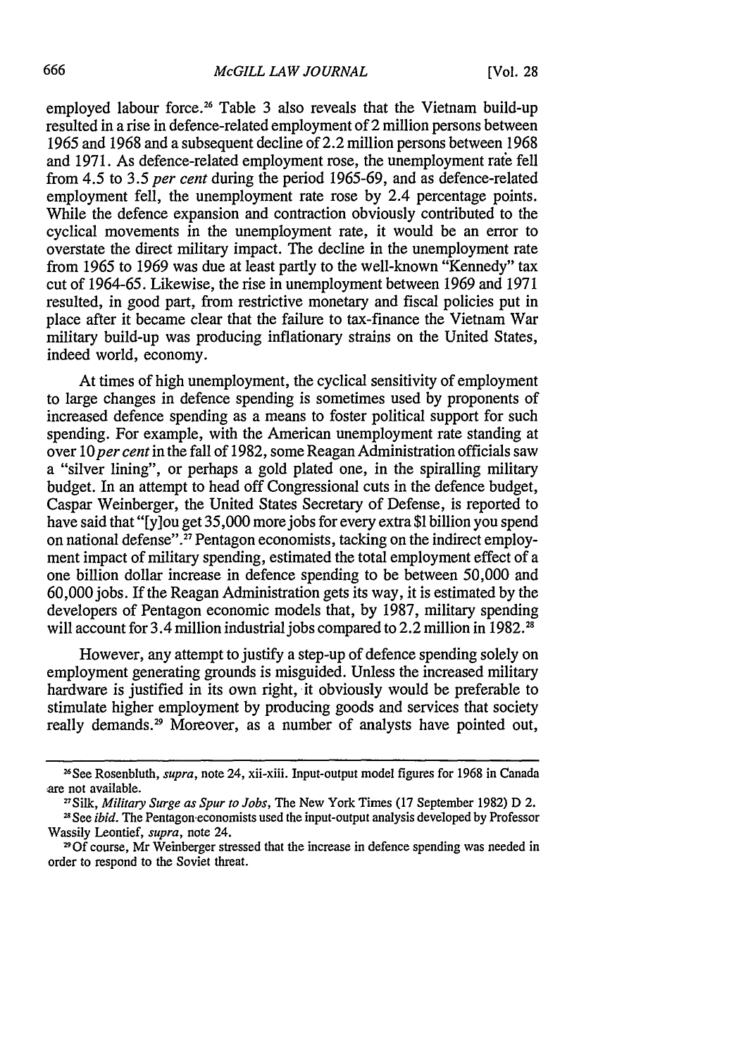employed labour force.[26] Table 3 also reveals that the Vietnam build-up resulted in a rise in defence-related employment of 2 million persons between 1965 and 1968 and a subsequent decline of 2.2 million persons between 1968 and 1971. As defence-related employment rose, the unemployment rate fell from 4.5 to 3.5 *per cent* during the period 1965-69, and as defence-related employment fell, the unemployment rate rose by 2.4 percentage points. While the defence expansion and contraction obviously contributed to the cyclical movements in the unemployment rate, it would be an error to overstate the direct military impact. The decline in the unemployment rate from 1965 to 1969 was due at least partly to the well-known "Kennedy" tax cut of 1964-65. Likewise, the rise in unemployment between 1969 and 1971 resulted, in good part, from restrictive monetary and fiscal policies put in place after it became clear that the failure to tax-finance the Vietnam War military build-up was producing inflationary strains on the United States, indeed world, economy.

At times of high unemployment, the cyclical sensitivity of employment to large changes in defence spending is sometimes used by proponents of increased defence spending as a means to foster political support for such spending. For example, with the American unemployment rate standing at over 10 *per cent* in the fall of 1982, some Reagan Administration officials saw a "silver lining", or perhaps a gold plated one, in the spiralling military budget. In an attempt to head off Congressional cuts in the defence budget, Caspar Weinberger, the United States Secretary of Defense, is reported to have said that "[y]ou get 35,000 more jobs for every extra $1 billion you spend on national defense".[27] Pentagon economists, tacking on the indirect employment impact of military spending, estimated the total employment effect of a one billion dollar increase in defence spending to be between 50,000 and 60,000 jobs. If the Reagan Administration gets its way, it is estimated by the developers of Pentagon economic models that, by 1987, military spending will account for 3.4 million industrial jobs compared to 2.2 million in 1982.[28]

However, any attempt to justify a step-up of defence spending solely on employment generating grounds is misguided. Unless the increased military hardware is justified in its own right, it obviously would be preferable to stimulate higher employment by producing goods and services that society really demands.[29] Moreover, as a number of analysts have pointed out,

---

[26] See Rosenbluth, *supra*, note 24, xii-xiii. Input-output model figures for 1968 in Canada are not available.

[27] Silk, *Military Surge as Spur to Jobs*, The New York Times (17 September 1982) D 2.

[28] See *ibid.* The Pentagon economists used the input-output analysis developed by Professor Wassily Leontief, *supra*, note 24.

[29] Of course, Mr Weinberger stressed that the increase in defence spending was needed in order to respond to the Soviet threat.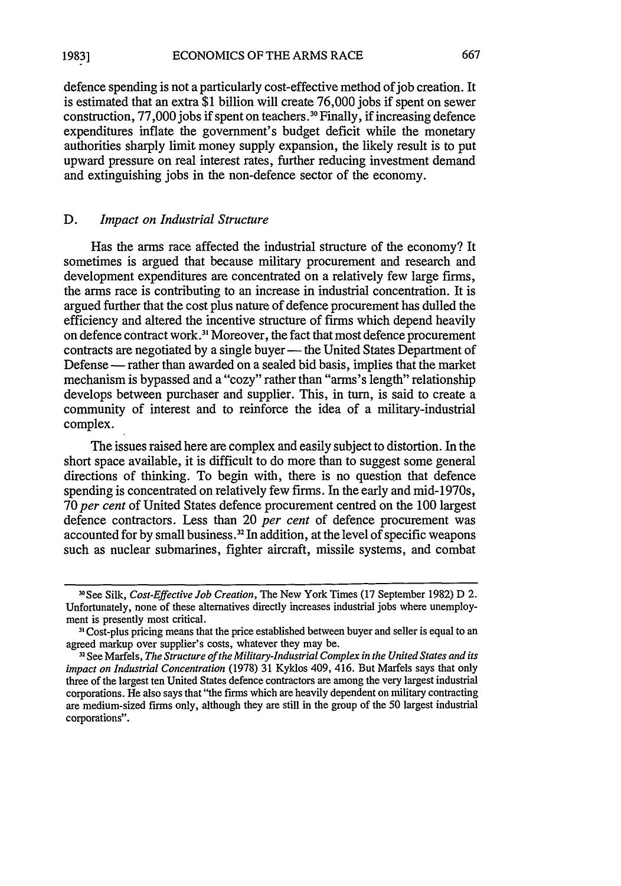defence spending is not a particularly cost-effective method of job creation. It is estimated that an extra $1 billion will create 76,000 jobs if spent on sewer construction, 77,000 jobs if spent on teachers.[30] Finally, if increasing defence expenditures inflate the government's budget deficit while the monetary authorities sharply limit money supply expansion, the likely result is to put upward pressure on real interest rates, further reducing investment demand and extinguishing jobs in the non-defence sector of the economy.

### D. *Impact on Industrial Structure*

Has the arms race affected the industrial structure of the economy? It sometimes is argued that because military procurement and research and development expenditures are concentrated on a relatively few large firms, the arms race is contributing to an increase in industrial concentration. It is argued further that the cost plus nature of defence procurement has dulled the efficiency and altered the incentive structure of firms which depend heavily on defence contract work.[31] Moreover, the fact that most defence procurement contracts are negotiated by a single buyer — the United States Department of Defense — rather than awarded on a sealed bid basis, implies that the market mechanism is bypassed and a "cozy" rather than "arms's length" relationship develops between purchaser and supplier. This, in turn, is said to create a community of interest and to reinforce the idea of a military-industrial complex.

The issues raised here are complex and easily subject to distortion. In the short space available, it is difficult to do more than to suggest some general directions of thinking. To begin with, there is no question that defence spending is concentrated on relatively few firms. In the early and mid-1970s, 70 *per cent* of United States defence procurement centred on the 100 largest defence contractors. Less than 20 *per cent* of defence procurement was accounted for by small business.[32] In addition, at the level of specific weapons such as nuclear submarines, fighter aircraft, missile systems, and combat

---

[30] See Silk, *Cost-Effective Job Creation*, The New York Times (17 September 1982) D 2. Unfortunately, none of these alternatives directly increases industrial jobs where unemployment is presently most critical.

[31] Cost-plus pricing means that the price established between buyer and seller is equal to an agreed markup over supplier's costs, whatever they may be.

[32] See Marfels, *The Structure of the Military-Industrial Complex in the United States and its impact on Industrial Concentration* (1978) 31 Kyklos 409, 416. But Marfels says that only three of the largest ten United States defence contractors are among the very largest industrial corporations. He also says that "the firms which are heavily dependent on military contracting are medium-sized firms only, although they are still in the group of the 50 largest industrial corporations".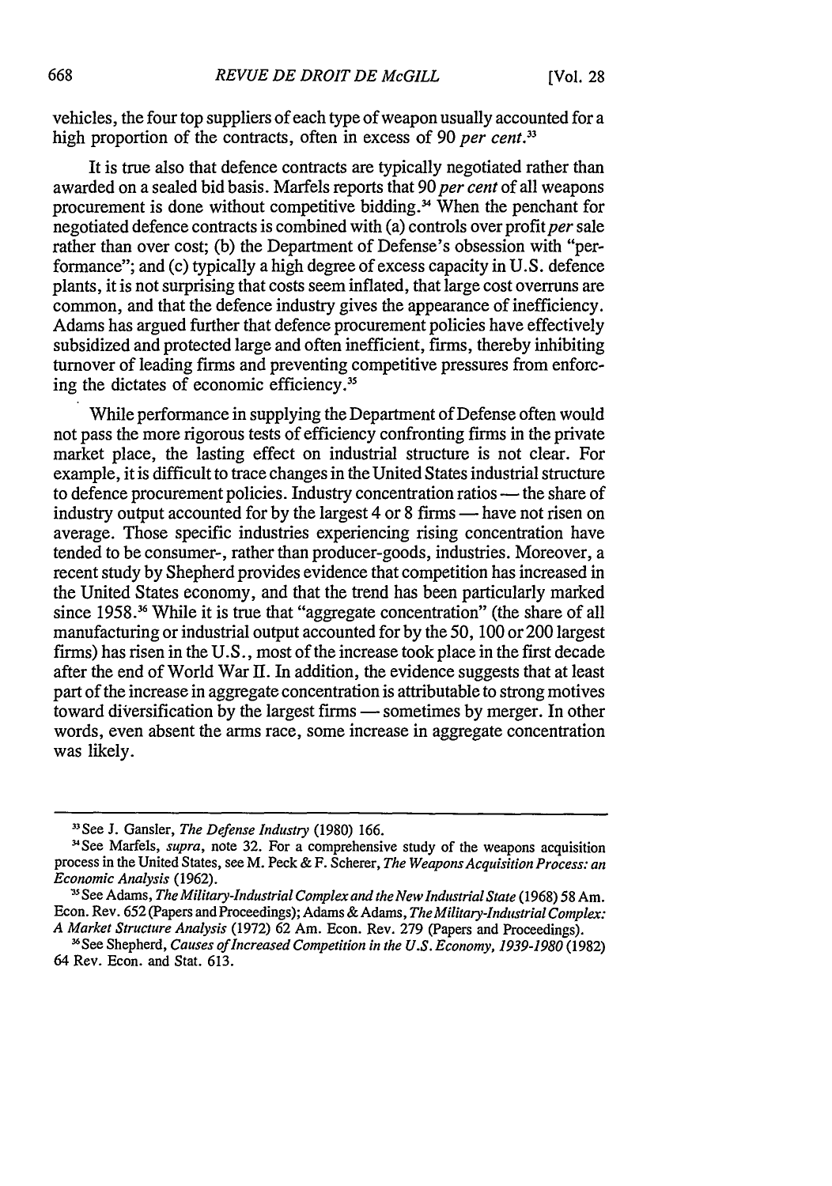vehicles, the four top suppliers of each type of weapon usually accounted for a high proportion of the contracts, often in excess of 90 *per cent*.[33]

It is true also that defence contracts are typically negotiated rather than awarded on a sealed bid basis. Marfels reports that 90 *per cent* of all weapons procurement is done without competitive bidding.[34] When the penchant for negotiated defence contracts is combined with (a) controls over profit *per* sale rather than over cost; (b) the Department of Defense's obsession with "performance"; and (c) typically a high degree of excess capacity in U.S. defence plants, it is not surprising that costs seem inflated, that large cost overruns are common, and that the defence industry gives the appearance of inefficiency. Adams has argued further that defence procurement policies have effectively subsidized and protected large and often inefficient, firms, thereby inhibiting turnover of leading firms and preventing competitive pressures from enforcing the dictates of economic efficiency.[35]

While performance in supplying the Department of Defense often would not pass the more rigorous tests of efficiency confronting firms in the private market place, the lasting effect on industrial structure is not clear. For example, it is difficult to trace changes in the United States industrial structure to defence procurement policies. Industry concentration ratios — the share of industry output accounted for by the largest 4 or 8 firms — have not risen on average. Those specific industries experiencing rising concentration have tended to be consumer-, rather than producer-goods, industries. Moreover, a recent study by Shepherd provides evidence that competition has increased in the United States economy, and that the trend has been particularly marked since 1958.[36] While it is true that "aggregate concentration" (the share of all manufacturing or industrial output accounted for by the 50, 100 or 200 largest firms) has risen in the U.S., most of the increase took place in the first decade after the end of World War II. In addition, the evidence suggests that at least part of the increase in aggregate concentration is attributable to strong motives toward diversification by the largest firms — sometimes by merger. In other words, even absent the arms race, some increase in aggregate concentration was likely.

---

[33] See J. Gansler, *The Defense Industry* (1980) 166.

[34] See Marfels, *supra*, note 32. For a comprehensive study of the weapons acquisition process in the United States, see M. Peck & F. Scherer, *The Weapons Acquisition Process: an Economic Analysis* (1962).

[35] See Adams, *The Military-Industrial Complex and the New Industrial State* (1968) 58 Am. Econ. Rev. 652 (Papers and Proceedings); Adams & Adams, *The Military-Industrial Complex: A Market Structure Analysis* (1972) 62 Am. Econ. Rev. 279 (Papers and Proceedings).

[36] See Shepherd, *Causes of Increased Competition in the U.S. Economy, 1939-1980* (1982) 64 Rev. Econ. and Stat. 613.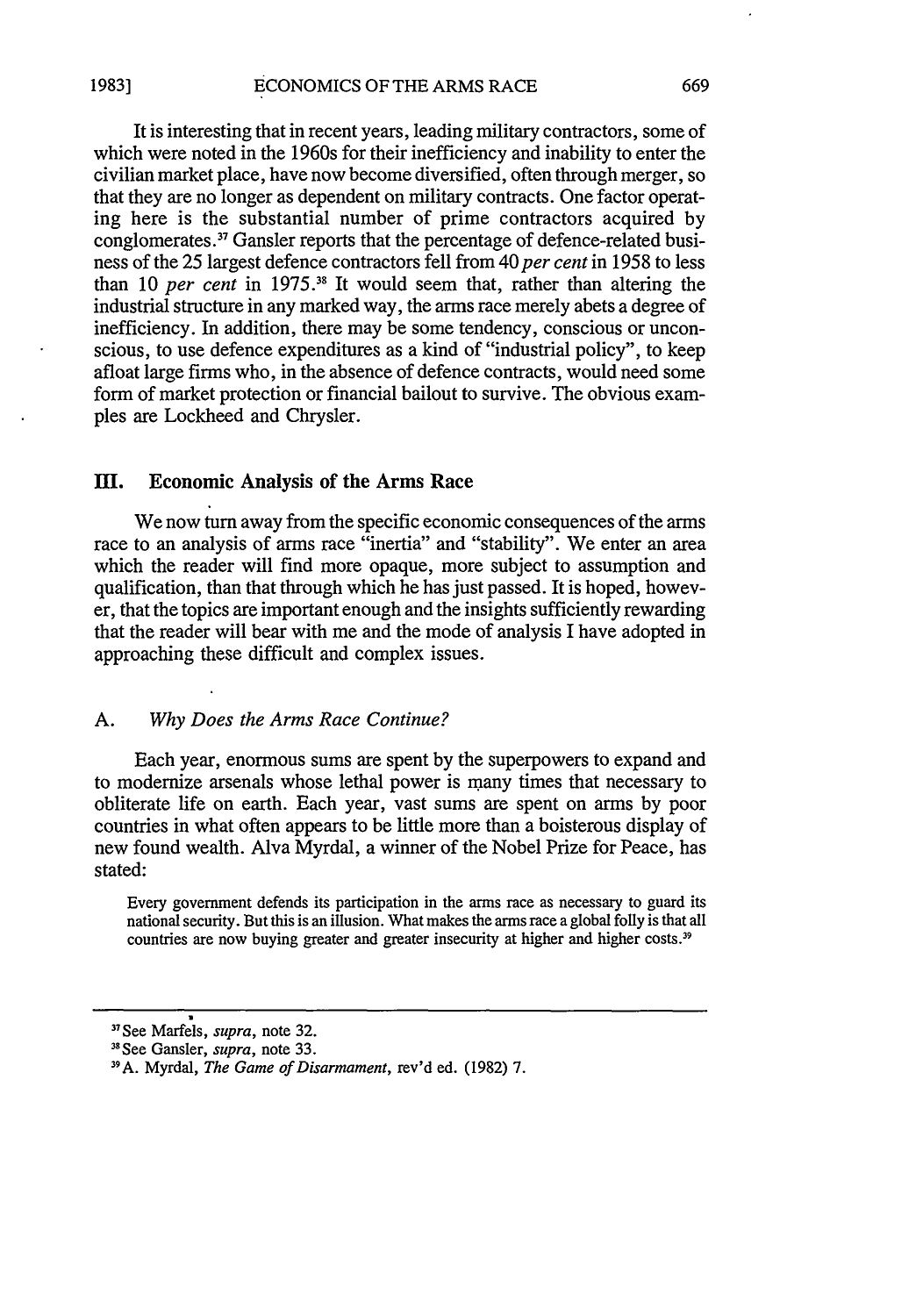It is interesting that in recent years, leading military contractors, some of which were noted in the 1960s for their inefficiency and inability to enter the civilian market place, have now become diversified, often through merger, so that they are no longer as dependent on military contracts. One factor operating here is the substantial number of prime contractors acquired by conglomerates.[37] Gansler reports that the percentage of defence-related business of the 25 largest defence contractors fell from 40 *per cent* in 1958 to less than 10 *per cent* in 1975.[38] It would seem that, rather than altering the industrial structure in any marked way, the arms race merely abets a degree of inefficiency. In addition, there may be some tendency, conscious or unconscious, to use defence expenditures as a kind of "industrial policy", to keep afloat large firms who, in the absence of defence contracts, would need some form of market protection or financial bailout to survive. The obvious examples are Lockheed and Chrysler.

## III. Economic Analysis of the Arms Race

We now turn away from the specific economic consequences of the arms race to an analysis of arms race "inertia" and "stability". We enter an area which the reader will find more opaque, more subject to assumption and qualification, than that through which he has just passed. It is hoped, however, that the topics are important enough and the insights sufficiently rewarding that the reader will bear with me and the mode of analysis I have adopted in approaching these difficult and complex issues.

### A. *Why Does the Arms Race Continue?*

Each year, enormous sums are spent by the superpowers to expand and to modernize arsenals whose lethal power is many times that necessary to obliterate life on earth. Each year, vast sums are spent on arms by poor countries in what often appears to be little more than a boisterous display of new found wealth. Alva Myrdal, a winner of the Nobel Prize for Peace, has stated:

> Every government defends its participation in the arms race as necessary to guard its national security. But this is an illusion. What makes the arms race a global folly is that all countries are now buying greater and greater insecurity at higher and higher costs.[39]

---

[37] See Marfels, *supra*, note 32.

[38] See Gansler, *supra*, note 33.

[39] A. Myrdal, *The Game of Disarmament*, rev'd ed. (1982) 7.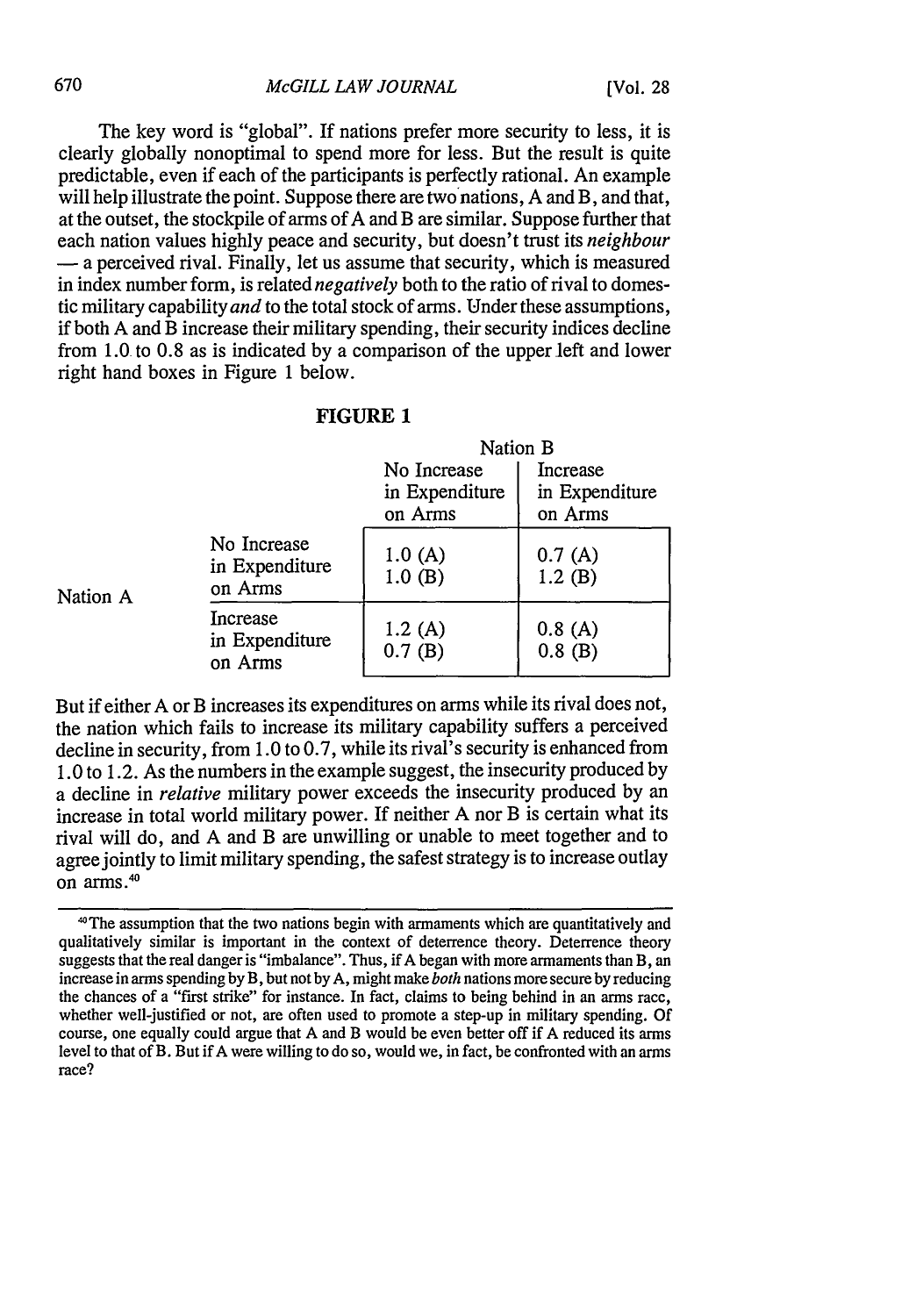The key word is "global". If nations prefer more security to less, it is clearly globally nonoptimal to spend more for less. But the result is quite predictable, even if each of the participants is perfectly rational. An example will help illustrate the point. Suppose there are two nations, A and B, and that, at the outset, the stockpile of arms of A and B are similar. Suppose further that each nation values highly peace and security, but doesn't trust its *neighbour* — a perceived rival. Finally, let us assume that security, which is measured in index number form, is related *negatively* both to the ratio of rival to domestic military capability *and* to the total stock of arms. Under these assumptions, if both A and B increase their military spending, their security indices decline from 1.0 to 0.8 as is indicated by a comparison of the upper left and lower right hand boxes in Figure 1 below.

**FIGURE 1**

| | | Nation B | |
|---|---|---|---|
| | | No Increase in Expenditure on Arms | Increase in Expenditure on Arms |
| Nation A | No Increase in Expenditure on Arms | 1.0 (A)<br>1.0 (B) | 0.7 (A)<br>1.2 (B) |
| | Increase in Expenditure on Arms | 1.2 (A)<br>0.7 (B) | 0.8 (A)<br>0.8 (B) |

But if either A or B increases its expenditures on arms while its rival does not, the nation which fails to increase its military capability suffers a perceived decline in security, from 1.0 to 0.7, while its rival's security is enhanced from 1.0 to 1.2. As the numbers in the example suggest, the insecurity produced by a decline in *relative* military power exceeds the insecurity produced by an increase in total world military power. If neither A nor B is certain what its rival will do, and A and B are unwilling or unable to meet together and to agree jointly to limit military spending, the safest strategy is to increase outlay on arms.[40]

[40] The assumption that the two nations begin with armaments which are quantitatively and qualitatively similar is important in the context of deterrence theory. Deterrence theory suggests that the real danger is "imbalance". Thus, if A began with more armaments than B, an increase in arms spending by B, but not by A, might make *both* nations more secure by reducing the chances of a "first strike" for instance. In fact, claims to being behind in an arms race, whether well-justified or not, are often used to promote a step-up in military spending. Of course, one equally could argue that A and B would be even better off if A reduced its arms level to that of B. But if A were willing to do so, would we, in fact, be confronted with an arms race?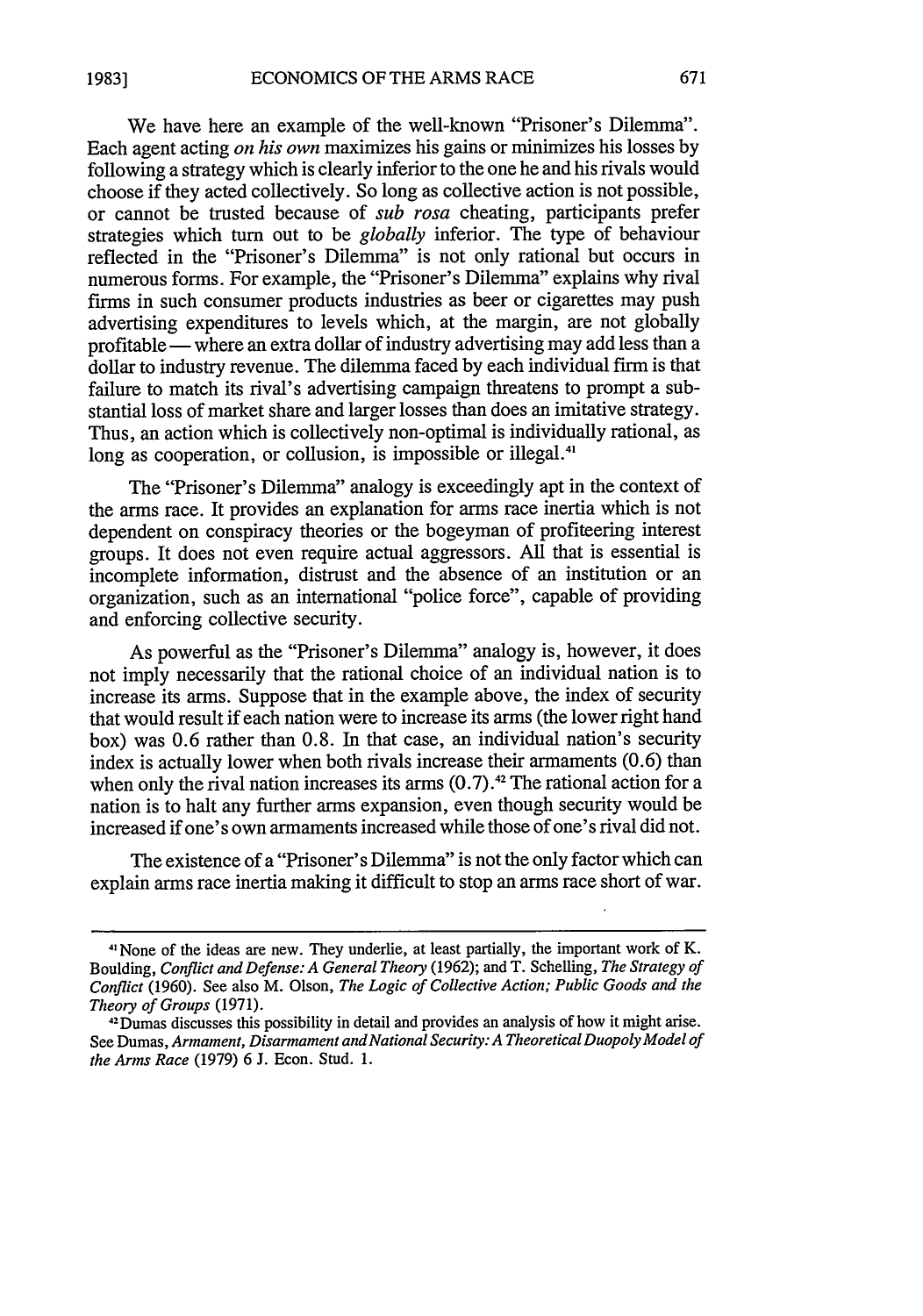We have here an example of the well-known "Prisoner's Dilemma". Each agent acting *on his own* maximizes his gains or minimizes his losses by following a strategy which is clearly inferior to the one he and his rivals would choose if they acted collectively. So long as collective action is not possible, or cannot be trusted because of *sub rosa* cheating, participants prefer strategies which turn out to be *globally* inferior. The type of behaviour reflected in the "Prisoner's Dilemma" is not only rational but occurs in numerous forms. For example, the "Prisoner's Dilemma" explains why rival firms in such consumer products industries as beer or cigarettes may push advertising expenditures to levels which, at the margin, are not globally profitable — where an extra dollar of industry advertising may add less than a dollar to industry revenue. The dilemma faced by each individual firm is that failure to match its rival's advertising campaign threatens to prompt a substantial loss of market share and larger losses than does an imitative strategy. Thus, an action which is collectively non-optimal is individually rational, as long as cooperation, or collusion, is impossible or illegal.[41]

The "Prisoner's Dilemma" analogy is exceedingly apt in the context of the arms race. It provides an explanation for arms race inertia which is not dependent on conspiracy theories or the bogeyman of profiteering interest groups. It does not even require actual aggressors. All that is essential is incomplete information, distrust and the absence of an institution or an organization, such as an international "police force", capable of providing and enforcing collective security.

As powerful as the "Prisoner's Dilemma" analogy is, however, it does not imply necessarily that the rational choice of an individual nation is to increase its arms. Suppose that in the example above, the index of security that would result if each nation were to increase its arms (the lower right hand box) was 0.6 rather than 0.8. In that case, an individual nation's security index is actually lower when both rivals increase their armaments (0.6) than when only the rival nation increases its arms (0.7).[42] The rational action for a nation is to halt any further arms expansion, even though security would be increased if one's own armaments increased while those of one's rival did not.

The existence of a "Prisoner's Dilemma" is not the only factor which can explain arms race inertia making it difficult to stop an arms race short of war.

---

[41] None of the ideas are new. They underlie, at least partially, the important work of K. Boulding, *Conflict and Defense: A General Theory* (1962); and T. Schelling, *The Strategy of Conflict* (1960). See also M. Olson, *The Logic of Collective Action; Public Goods and the Theory of Groups* (1971).

[42] Dumas discusses this possibility in detail and provides an analysis of how it might arise. See Dumas, *Armament, Disarmament and National Security: A Theoretical Duopoly Model of the Arms Race* (1979) 6 J. Econ. Stud. 1.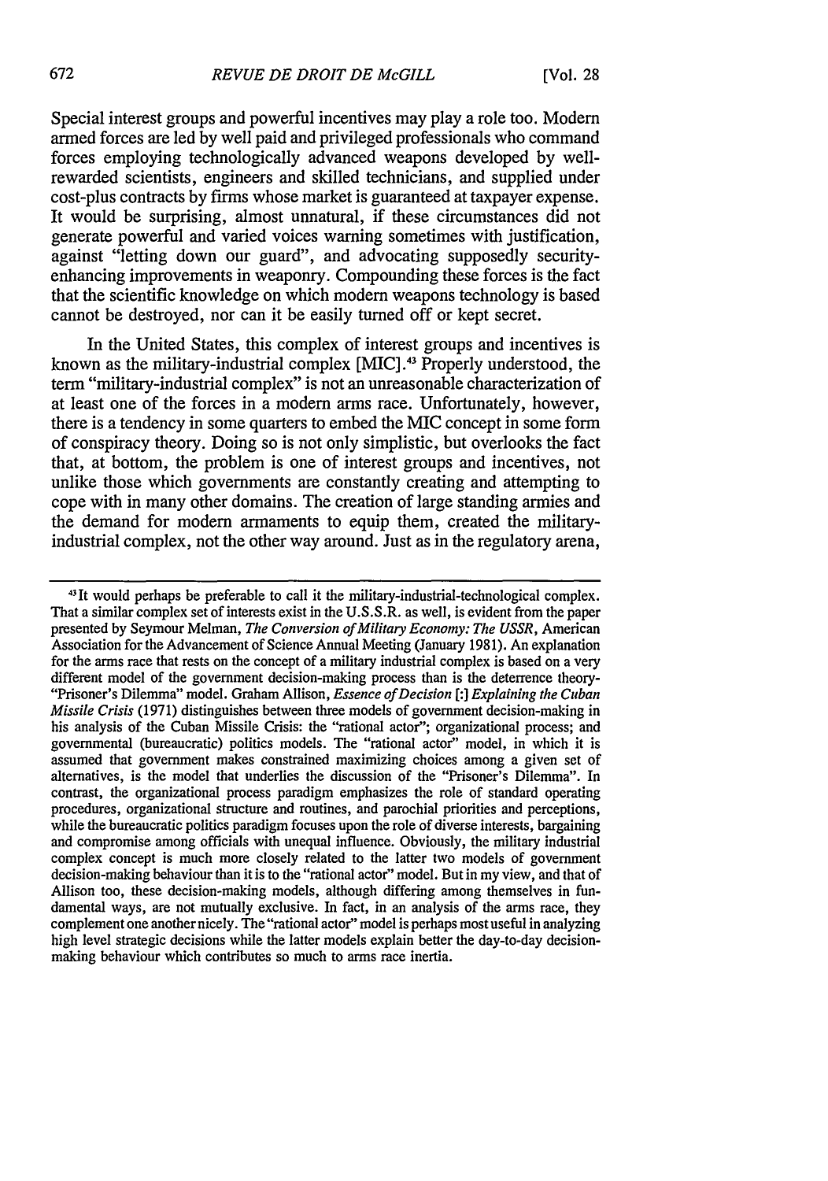Special interest groups and powerful incentives may play a role too. Modern armed forces are led by well paid and privileged professionals who command forces employing technologically advanced weapons developed by well-rewarded scientists, engineers and skilled technicians, and supplied under cost-plus contracts by firms whose market is guaranteed at taxpayer expense. It would be surprising, almost unnatural, if these circumstances did not generate powerful and varied voices warning sometimes with justification, against "letting down our guard", and advocating supposedly security-enhancing improvements in weaponry. Compounding these forces is the fact that the scientific knowledge on which modern weapons technology is based cannot be destroyed, nor can it be easily turned off or kept secret.

In the United States, this complex of interest groups and incentives is known as the military-industrial complex [MIC].[43] Properly understood, the term "military-industrial complex" is not an unreasonable characterization of at least one of the forces in a modern arms race. Unfortunately, however, there is a tendency in some quarters to embed the MIC concept in some form of conspiracy theory. Doing so is not only simplistic, but overlooks the fact that, at bottom, the problem is one of interest groups and incentives, not unlike those which governments are constantly creating and attempting to cope with in many other domains. The creation of large standing armies and the demand for modern armaments to equip them, created the military-industrial complex, not the other way around. Just as in the regulatory arena,

---

[43] It would perhaps be preferable to call it the military-industrial-technological complex. That a similar complex set of interests exist in the U.S.S.R. as well, is evident from the paper presented by Seymour Melman, *The Conversion of Military Economy: The USSR*, American Association for the Advancement of Science Annual Meeting (January 1981). An explanation for the arms race that rests on the concept of a military industrial complex is based on a very different model of the government decision-making process than is the deterrence theory-"Prisoner's Dilemma" model. Graham Allison, *Essence of Decision* [:] *Explaining the Cuban Missile Crisis* (1971) distinguishes between three models of government decision-making in his analysis of the Cuban Missile Crisis: the "rational actor"; organizational process; and governmental (bureaucratic) politics models. The "rational actor" model, in which it is assumed that government makes constrained maximizing choices among a given set of alternatives, is the model that underlies the discussion of the "Prisoner's Dilemma". In contrast, the organizational process paradigm emphasizes the role of standard operating procedures, organizational structure and routines, and parochial priorities and perceptions, while the bureaucratic politics paradigm focuses upon the role of diverse interests, bargaining and compromise among officials with unequal influence. Obviously, the military industrial complex concept is much more closely related to the latter two models of government decision-making behaviour than it is to the "rational actor" model. But in my view, and that of Allison too, these decision-making models, although differing among themselves in fundamental ways, are not mutually exclusive. In fact, in an analysis of the arms race, they complement one another nicely. The "rational actor" model is perhaps most useful in analyzing high level strategic decisions while the latter models explain better the day-to-day decision-making behaviour which contributes so much to arms race inertia.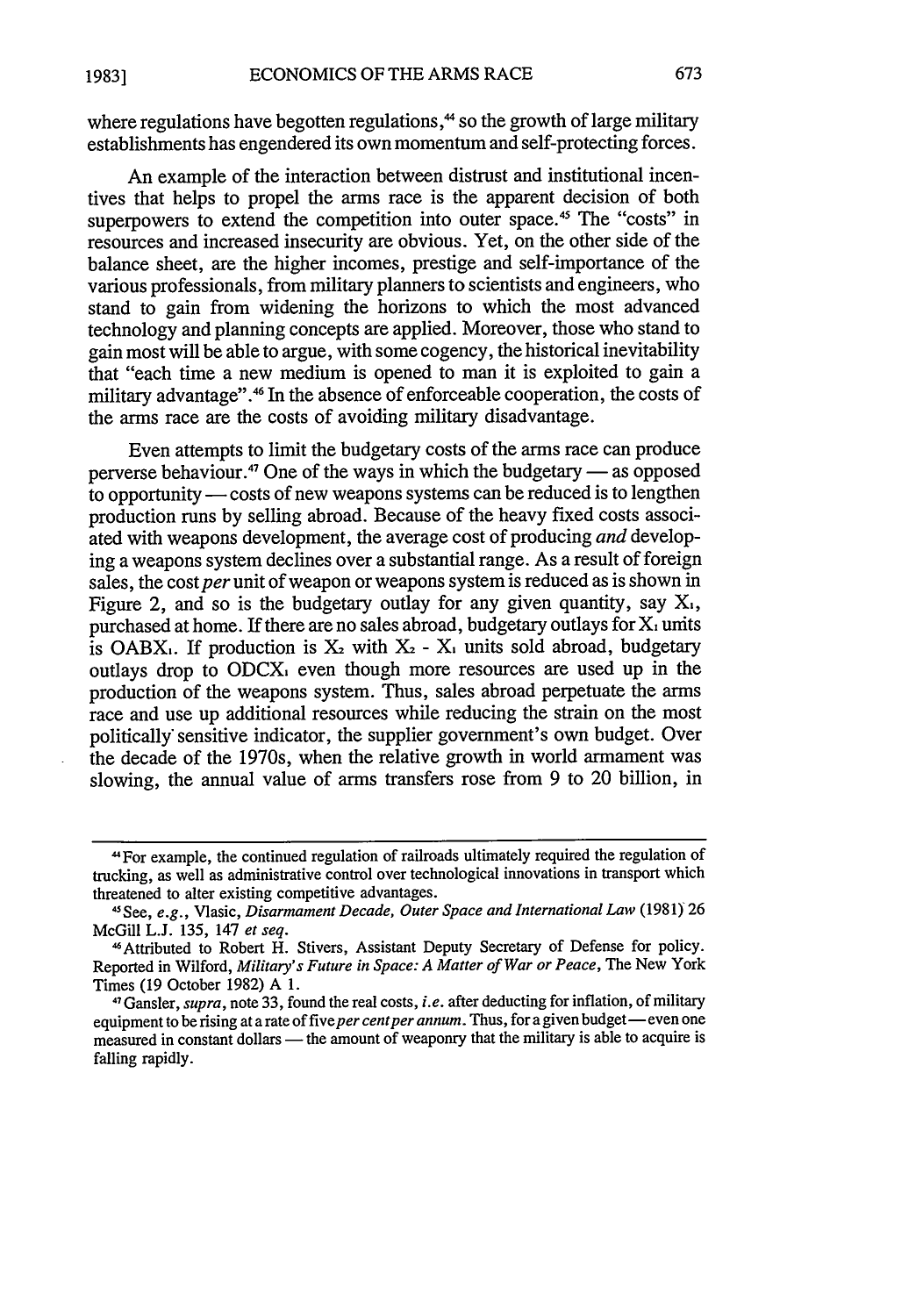where regulations have begotten regulations,[44] so the growth of large military establishments has engendered its own momentum and self-protecting forces.

An example of the interaction between distrust and institutional incentives that helps to propel the arms race is the apparent decision of both superpowers to extend the competition into outer space.[45] The "costs" in resources and increased insecurity are obvious. Yet, on the other side of the balance sheet, are the higher incomes, prestige and self-importance of the various professionals, from military planners to scientists and engineers, who stand to gain from widening the horizons to which the most advanced technology and planning concepts are applied. Moreover, those who stand to gain most will be able to argue, with some cogency, the historical inevitability that "each time a new medium is opened to man it is exploited to gain a military advantage".[46] In the absence of enforceable cooperation, the costs of the arms race are the costs of avoiding military disadvantage.

Even attempts to limit the budgetary costs of the arms race can produce perverse behaviour.[47] One of the ways in which the budgetary — as opposed to opportunity — costs of new weapons systems can be reduced is to lengthen production runs by selling abroad. Because of the heavy fixed costs associated with weapons development, the average cost of producing *and* developing a weapons system declines over a substantial range. As a result of foreign sales, the cost *per* unit of weapon or weapons system is reduced as is shown in Figure 2, and so is the budgetary outlay for any given quantity, say $X_1$, purchased at home. If there are no sales abroad, budgetary outlays for $X_1$ units is $OABX_1$. If production is $X_2$ with $X_2 - X_1$ units sold abroad, budgetary outlays drop to $ODCX_1$ even though more resources are used up in the production of the weapons system. Thus, sales abroad perpetuate the arms race and use up additional resources while reducing the strain on the most politically sensitive indicator, the supplier government's own budget. Over the decade of the 1970s, when the relative growth in world armament was slowing, the annual value of arms transfers rose from 9 to 20 billion, in

---

[44] For example, the continued regulation of railroads ultimately required the regulation of trucking, as well as administrative control over technological innovations in transport which threatened to alter existing competitive advantages.

[45] See, *e.g.*, Vlasic, *Disarmament Decade, Outer Space and International Law* (1981) 26 McGill L.J. 135, 147 *et seq.*

[46] Attributed to Robert H. Stivers, Assistant Deputy Secretary of Defense for policy. Reported in Wilford, *Military's Future in Space: A Matter of War or Peace*, The New York Times (19 October 1982) A 1.

[47] Gansler, *supra*, note 33, found the real costs, *i.e.* after deducting for inflation, of military equipment to be rising at a rate of five *per cent per annum*. Thus, for a given budget — even one measured in constant dollars — the amount of weaponry that the military is able to acquire is falling rapidly.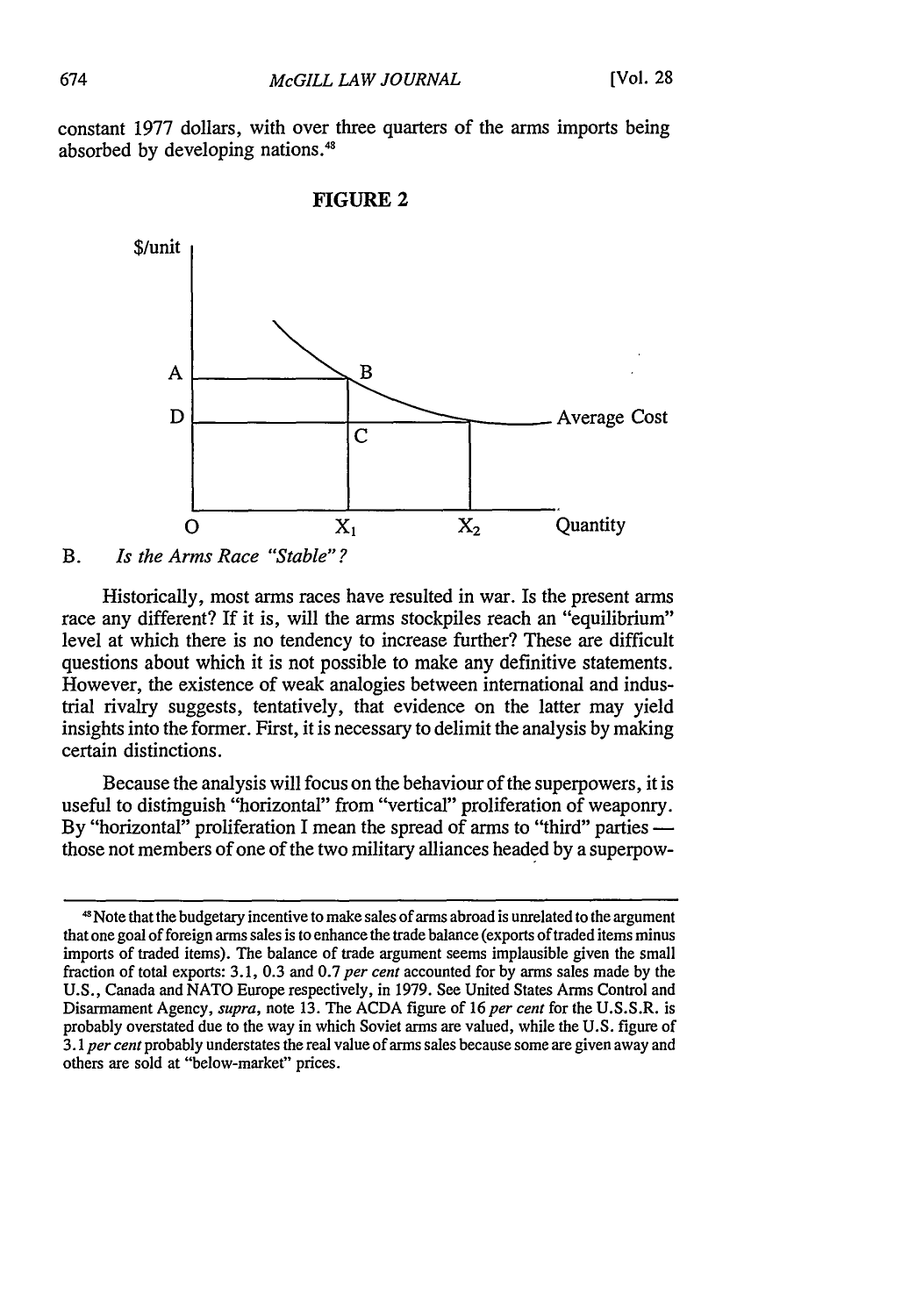constant 1977 dollars, with over three quarters of the arms imports being absorbed by developing nations.[48]

**FIGURE 2**

$/unit

A, B, C, D, O, $X_1$, $X_2$, Average Cost, Quantity

B. *Is the Arms Race "Stable"?*

Historically, most arms races have resulted in war. Is the present arms race any different? If it is, will the arms stockpiles reach an "equilibrium" level at which there is no tendency to increase further? These are difficult questions about which it is not possible to make any definitive statements. However, the existence of weak analogies between international and industrial rivalry suggests, tentatively, that evidence on the latter may yield insights into the former. First, it is necessary to delimit the analysis by making certain distinctions.

Because the analysis will focus on the behaviour of the superpowers, it is useful to distinguish "horizontal" from "vertical" proliferation of weaponry. By "horizontal" proliferation I mean the spread of arms to "third" parties — those not members of one of the two military alliances headed by a superpow-

---

[48] Note that the budgetary incentive to make sales of arms abroad is unrelated to the argument that one goal of foreign arms sales is to enhance the trade balance (exports of traded items minus imports of traded items). The balance of trade argument seems implausible given the small fraction of total exports: 3.1, 0.3 and 0.7 *per cent* accounted for by arms sales made by the U.S., Canada and NATO Europe respectively, in 1979. See United States Arms Control and Disarmament Agency, *supra*, note 13. The ACDA figure of 16 *per cent* for the U.S.S.R. is probably overstated due to the way in which Soviet arms are valued, while the U.S. figure of 3.1 *per cent* probably understates the real value of arms sales because some are given away and others are sold at "below-market" prices.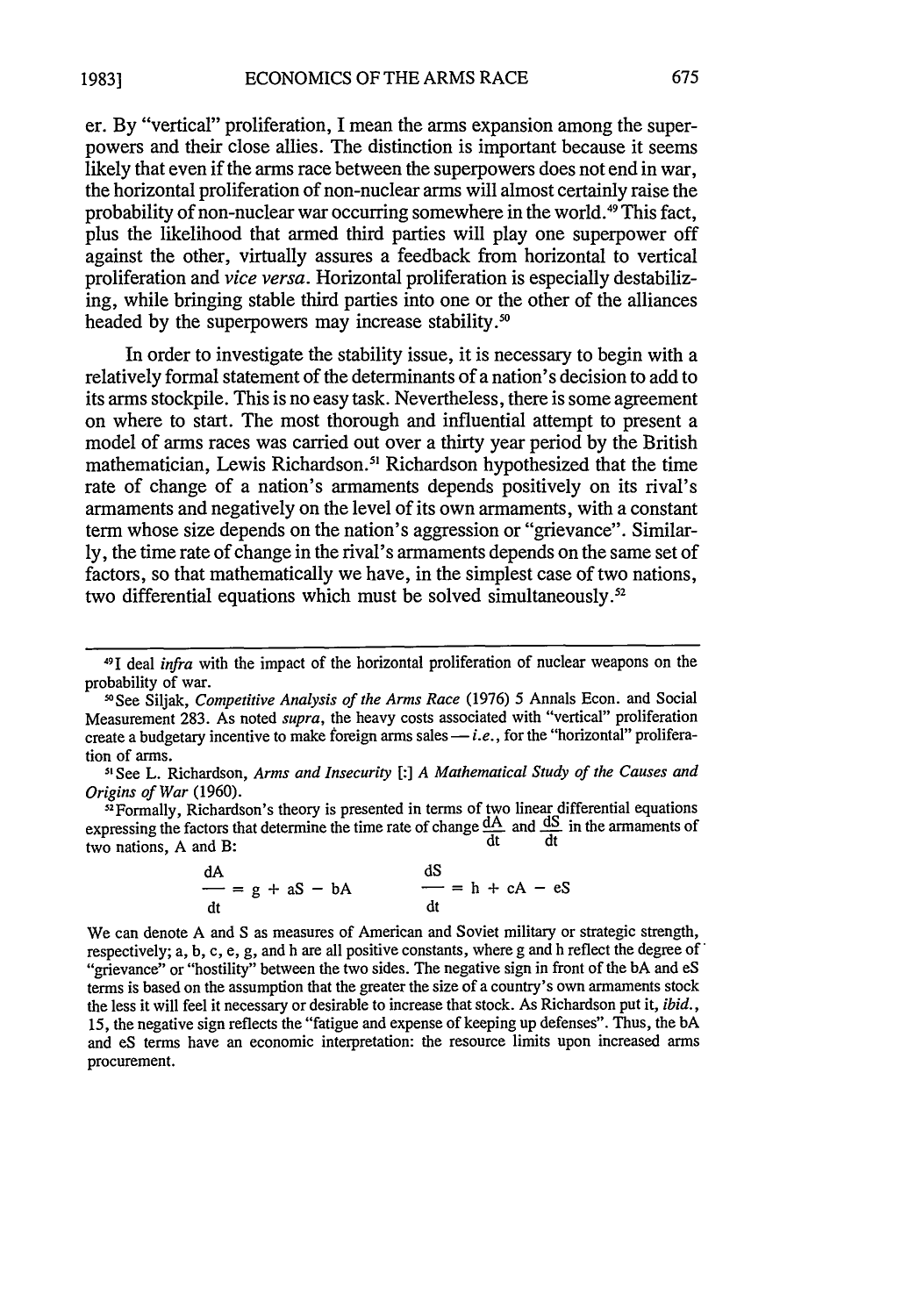er. By "vertical" proliferation, I mean the arms expansion among the superpowers and their close allies. The distinction is important because it seems likely that even if the arms race between the superpowers does not end in war, the horizontal proliferation of non-nuclear arms will almost certainly raise the probability of non-nuclear war occurring somewhere in the world.[49] This fact, plus the likelihood that armed third parties will play one superpower off against the other, virtually assures a feedback from horizontal to vertical proliferation and *vice versa*. Horizontal proliferation is especially destabilizing, while bringing stable third parties into one or the other of the alliances headed by the superpowers may increase stability.[50]

In order to investigate the stability issue, it is necessary to begin with a relatively formal statement of the determinants of a nation's decision to add to its arms stockpile. This is no easy task. Nevertheless, there is some agreement on where to start. The most thorough and influential attempt to present a model of arms races was carried out over a thirty year period by the British mathematician, Lewis Richardson.[51] Richardson hypothesized that the time rate of change of a nation's armaments depends positively on its rival's armaments and negatively on the level of its own armaments, with a constant term whose size depends on the nation's aggression or "grievance". Similarly, the time rate of change in the rival's armaments depends on the same set of factors, so that mathematically we have, in the simplest case of two nations, two differential equations which must be solved simultaneously.[52]

---

[49] I deal *infra* with the impact of the horizontal proliferation of nuclear weapons on the probability of war.

[50] See Siljak, *Competitive Analysis of the Arms Race* (1976) 5 Annals Econ. and Social Measurement 283. As noted *supra*, the heavy costs associated with "vertical" proliferation create a budgetary incentive to make foreign arms sales — *i.e.*, for the "horizontal" proliferation of arms.

[51] See L. Richardson, *Arms and Insecurity* [:] *A Mathematical Study of the Causes and Origins of War* (1960).

[52] Formally, Richardson's theory is presented in terms of two linear differential equations expressing the factors that determine the time rate of change $\frac{dA}{dt}$ and $\frac{dS}{dt}$ in the armaments of two nations, A and B:

$$\frac{dA}{dt} = g + aS - bA \qquad\qquad \frac{dS}{dt} = h + cA - eS$$

We can denote A and S as measures of American and Soviet military or strategic strength, respectively; a, b, c, e, g, and h are all positive constants, where g and h reflect the degree of "grievance" or "hostility" between the two sides. The negative sign in front of the bA and eS terms is based on the assumption that the greater the size of a country's own armaments stock the less it will feel it necessary or desirable to increase that stock. As Richardson put it, *ibid.*, 15, the negative sign reflects the "fatigue and expense of keeping up defenses". Thus, the bA and eS terms have an economic interpretation: the resource limits upon increased arms procurement.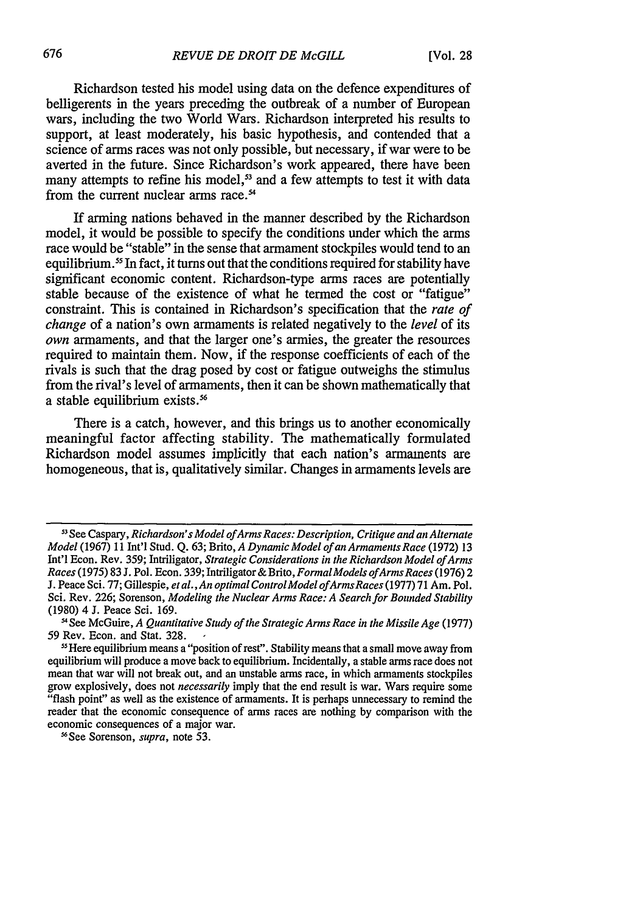Richardson tested his model using data on the defence expenditures of belligerents in the years preceding the outbreak of a number of European wars, including the two World Wars. Richardson interpreted his results to support, at least moderately, his basic hypothesis, and contended that a science of arms races was not only possible, but necessary, if war were to be averted in the future. Since Richardson's work appeared, there have been many attempts to refine his model,[53] and a few attempts to test it with data from the current nuclear arms race.[54]

If arming nations behaved in the manner described by the Richardson model, it would be possible to specify the conditions under which the arms race would be "stable" in the sense that armament stockpiles would tend to an equilibrium.[55] In fact, it turns out that the conditions required for stability have significant economic content. Richardson-type arms races are potentially stable because of the existence of what he termed the cost or "fatigue" constraint. This is contained in Richardson's specification that the *rate of change* of a nation's own armaments is related negatively to the *level* of its *own* armaments, and that the larger one's armies, the greater the resources required to maintain them. Now, if the response coefficients of each of the rivals is such that the drag posed by cost or fatigue outweighs the stimulus from the rival's level of armaments, then it can be shown mathematically that a stable equilibrium exists.[56]

There is a catch, however, and this brings us to another economically meaningful factor affecting stability. The mathematically formulated Richardson model assumes implicitly that each nation's armaments are homogeneous, that is, qualitatively similar. Changes in armaments levels are

---

[53] See Caspary, *Richardson's Model of Arms Races: Description, Critique and an Alternate Model* (1967) 11 Int'l Stud. Q. 63; Brito, *A Dynamic Model of an Armaments Race* (1972) 13 Int'l Econ. Rev. 359; Intriligator, *Strategic Considerations in the Richardson Model of Arms Races* (1975) 83 J. Pol. Econ. 339; Intriligator & Brito, *Formal Models of Arms Races* (1976) 2 J. Peace Sci. 77; Gillespie, *et al.*, *An optimal Control Model of Arms Races* (1977) 71 Am. Pol. Sci. Rev. 226; Sorenson, *Modeling the Nuclear Arms Race: A Search for Bounded Stability* (1980) 4 J. Peace Sci. 169.

[54] See McGuire, *A Quantitative Study of the Strategic Arms Race in the Missile Age* (1977) 59 Rev. Econ. and Stat. 328.

[55] Here equilibrium means a "position of rest". Stability means that a small move away from equilibrium will produce a move back to equilibrium. Incidentally, a stable arms race does not mean that war will not break out, and an unstable arms race, in which armaments stockpiles grow explosively, does not *necessarily* imply that the end result is war. Wars require some "flash point" as well as the existence of armaments. It is perhaps unnecessary to remind the reader that the economic consequence of arms races are nothing by comparison with the economic consequences of a major war.

[56] See Sorenson, *supra*, note 53.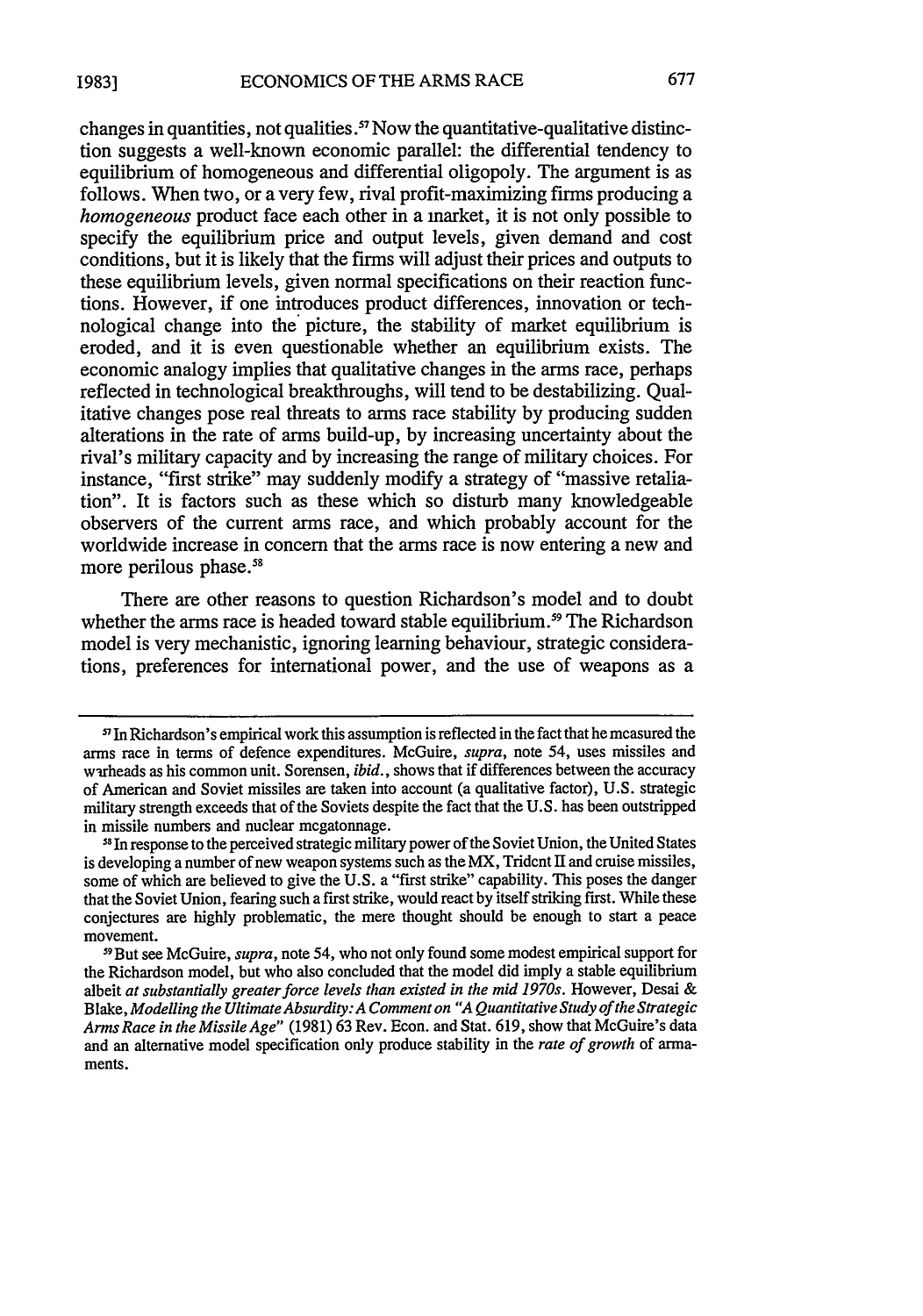changes in quantities, not qualities.[57] Now the quantitative-qualitative distinction suggests a well-known economic parallel: the differential tendency to equilibrium of homogeneous and differential oligopoly. The argument is as follows. When two, or a very few, rival profit-maximizing firms producing a *homogeneous* product face each other in a market, it is not only possible to specify the equilibrium price and output levels, given demand and cost conditions, but it is likely that the firms will adjust their prices and outputs to these equilibrium levels, given normal specifications on their reaction functions. However, if one introduces product differences, innovation or technological change into the picture, the stability of market equilibrium is eroded, and it is even questionable whether an equilibrium exists. The economic analogy implies that qualitative changes in the arms race, perhaps reflected in technological breakthroughs, will tend to be destabilizing. Qualitative changes pose real threats to arms race stability by producing sudden alterations in the rate of arms build-up, by increasing uncertainty about the rival's military capacity and by increasing the range of military choices. For instance, "first strike" may suddenly modify a strategy of "massive retaliation". It is factors such as these which so disturb many knowledgeable observers of the current arms race, and which probably account for the worldwide increase in concern that the arms race is now entering a new and more perilous phase.[58]

There are other reasons to question Richardson's model and to doubt whether the arms race is headed toward stable equilibrium.[59] The Richardson model is very mechanistic, ignoring learning behaviour, strategic considerations, preferences for international power, and the use of weapons as a

---

[57] In Richardson's empirical work this assumption is reflected in the fact that he measured the arms race in terms of defence expenditures. McGuire, *supra*, note 54, uses missiles and warheads as his common unit. Sorensen, *ibid.*, shows that if differences between the accuracy of American and Soviet missiles are taken into account (a qualitative factor), U.S. strategic military strength exceeds that of the Soviets despite the fact that the U.S. has been outstripped in missile numbers and nuclear megatonnage.

[58] In response to the perceived strategic military power of the Soviet Union, the United States is developing a number of new weapon systems such as the MX, Trident II and cruise missiles, some of which are believed to give the U.S. a "first strike" capability. This poses the danger that the Soviet Union, fearing such a first strike, would react by itself striking first. While these conjectures are highly problematic, the mere thought should be enough to start a peace movement.

[59] But see McGuire, *supra*, note 54, who not only found some modest empirical support for the Richardson model, but who also concluded that the model did imply a stable equilibrium albeit *at substantially greater force levels than existed in the mid 1970s*. However, Desai & Blake, *Modelling the Ultimate Absurdity: A Comment on "A Quantitative Study of the Strategic Arms Race in the Missile Age"* (1981) 63 Rev. Econ. and Stat. 619, show that McGuire's data and an alternative model specification only produce stability in the *rate of growth* of armaments.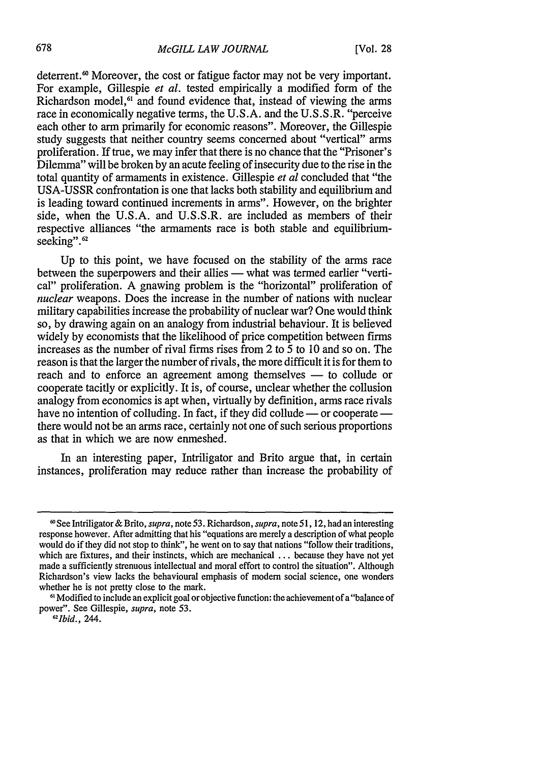deterrent.[60] Moreover, the cost or fatigue factor may not be very important. For example, Gillespie *et al.* tested empirically a modified form of the Richardson model,[61] and found evidence that, instead of viewing the arms race in economically negative terms, the U.S.A. and the U.S.S.R. "perceive each other to arm primarily for economic reasons". Moreover, the Gillespie study suggests that neither country seems concerned about "vertical" arms proliferation. If true, we may infer that there is no chance that the "Prisoner's Dilemma" will be broken by an acute feeling of insecurity due to the rise in the total quantity of armaments in existence. Gillespie *et al* concluded that "the USA-USSR confrontation is one that lacks both stability and equilibrium and is leading toward continued increments in arms". However, on the brighter side, when the U.S.A. and U.S.S.R. are included as members of their respective alliances "the armaments race is both stable and equilibrium-seeking".[62]

Up to this point, we have focused on the stability of the arms race between the superpowers and their allies — what was termed earlier "vertical" proliferation. A gnawing problem is the "horizontal" proliferation of *nuclear* weapons. Does the increase in the number of nations with nuclear military capabilities increase the probability of nuclear war? One would think so, by drawing again on an analogy from industrial behaviour. It is believed widely by economists that the likelihood of price competition between firms increases as the number of rival firms rises from 2 to 5 to 10 and so on. The reason is that the larger the number of rivals, the more difficult it is for them to reach and to enforce an agreement among themselves — to collude or cooperate tacitly or explicitly. It is, of course, unclear whether the collusion analogy from economics is apt when, virtually by definition, arms race rivals have no intention of colluding. In fact, if they did collude — or cooperate — there would not be an arms race, certainly not one of such serious proportions as that in which we are now enmeshed.

In an interesting paper, Intriligator and Brito argue that, in certain instances, proliferation may reduce rather than increase the probability of

---

[60] See Intriligator & Brito, *supra*, note 53. Richardson, *supra*, note 51, 12, had an interesting response however. After admitting that his "equations are merely a description of what people would do if they did not stop to think", he went on to say that nations "follow their traditions, which are fixtures, and their instincts, which are mechanical ... because they have not yet made a sufficiently strenuous intellectual and moral effort to control the situation". Although Richardson's view lacks the behavioural emphasis of modern social science, one wonders whether he is not pretty close to the mark.

[61] Modified to include an explicit goal or objective function: the achievement of a "balance of power". See Gillespie, *supra*, note 53.

[62] *Ibid.*, 244.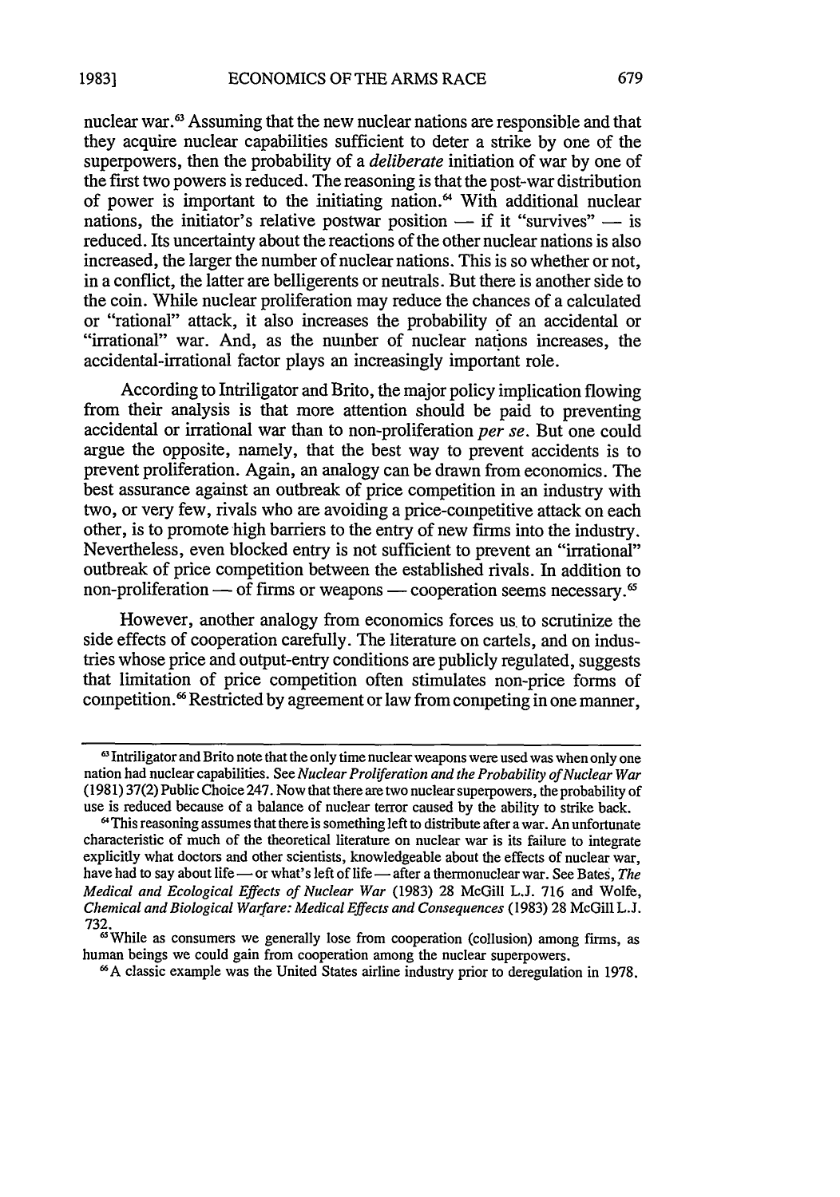nuclear war.[63] Assuming that the new nuclear nations are responsible and that they acquire nuclear capabilities sufficient to deter a strike by one of the superpowers, then the probability of a *deliberate* initiation of war by one of the first two powers is reduced. The reasoning is that the post-war distribution of power is important to the initiating nation.[64] With additional nuclear nations, the initiator's relative postwar position — if it "survives" — is reduced. Its uncertainty about the reactions of the other nuclear nations is also increased, the larger the number of nuclear nations. This is so whether or not, in a conflict, the latter are belligerents or neutrals. But there is another side to the coin. While nuclear proliferation may reduce the chances of a calculated or "rational" attack, it also increases the probability of an accidental or "irrational" war. And, as the number of nuclear nations increases, the accidental-irrational factor plays an increasingly important role.

According to Intriligator and Brito, the major policy implication flowing from their analysis is that more attention should be paid to preventing accidental or irrational war than to non-proliferation *per se*. But one could argue the opposite, namely, that the best way to prevent accidents is to prevent proliferation. Again, an analogy can be drawn from economics. The best assurance against an outbreak of price competition in an industry with two, or very few, rivals who are avoiding a price-competitive attack on each other, is to promote high barriers to the entry of new firms into the industry. Nevertheless, even blocked entry is not sufficient to prevent an "irrational" outbreak of price competition between the established rivals. In addition to non-proliferation — of firms or weapons — cooperation seems necessary.[65]

However, another analogy from economics forces us to scrutinize the side effects of cooperation carefully. The literature on cartels, and on industries whose price and output-entry conditions are publicly regulated, suggests that limitation of price competition often stimulates non-price forms of competition.[66] Restricted by agreement or law from competing in one manner,

---

[63] Intriligator and Brito note that the only time nuclear weapons were used was when only one nation had nuclear capabilities. See *Nuclear Proliferation and the Probability of Nuclear War* (1981) 37(2) Public Choice 247. Now that there are two nuclear superpowers, the probability of use is reduced because of a balance of nuclear terror caused by the ability to strike back.

[64] This reasoning assumes that there is something left to distribute after a war. An unfortunate characteristic of much of the theoretical literature on nuclear war is its failure to integrate explicitly what doctors and other scientists, knowledgeable about the effects of nuclear war, have had to say about life — or what's left of life — after a thermonuclear war. See Bates, *The Medical and Ecological Effects of Nuclear War* (1983) 28 McGill L.J. 716 and Wolfe, *Chemical and Biological Warfare: Medical Effects and Consequences* (1983) 28 McGill L.J. 732.

[65] While as consumers we generally lose from cooperation (collusion) among firms, as human beings we could gain from cooperation among the nuclear superpowers.

[66] A classic example was the United States airline industry prior to deregulation in 1978.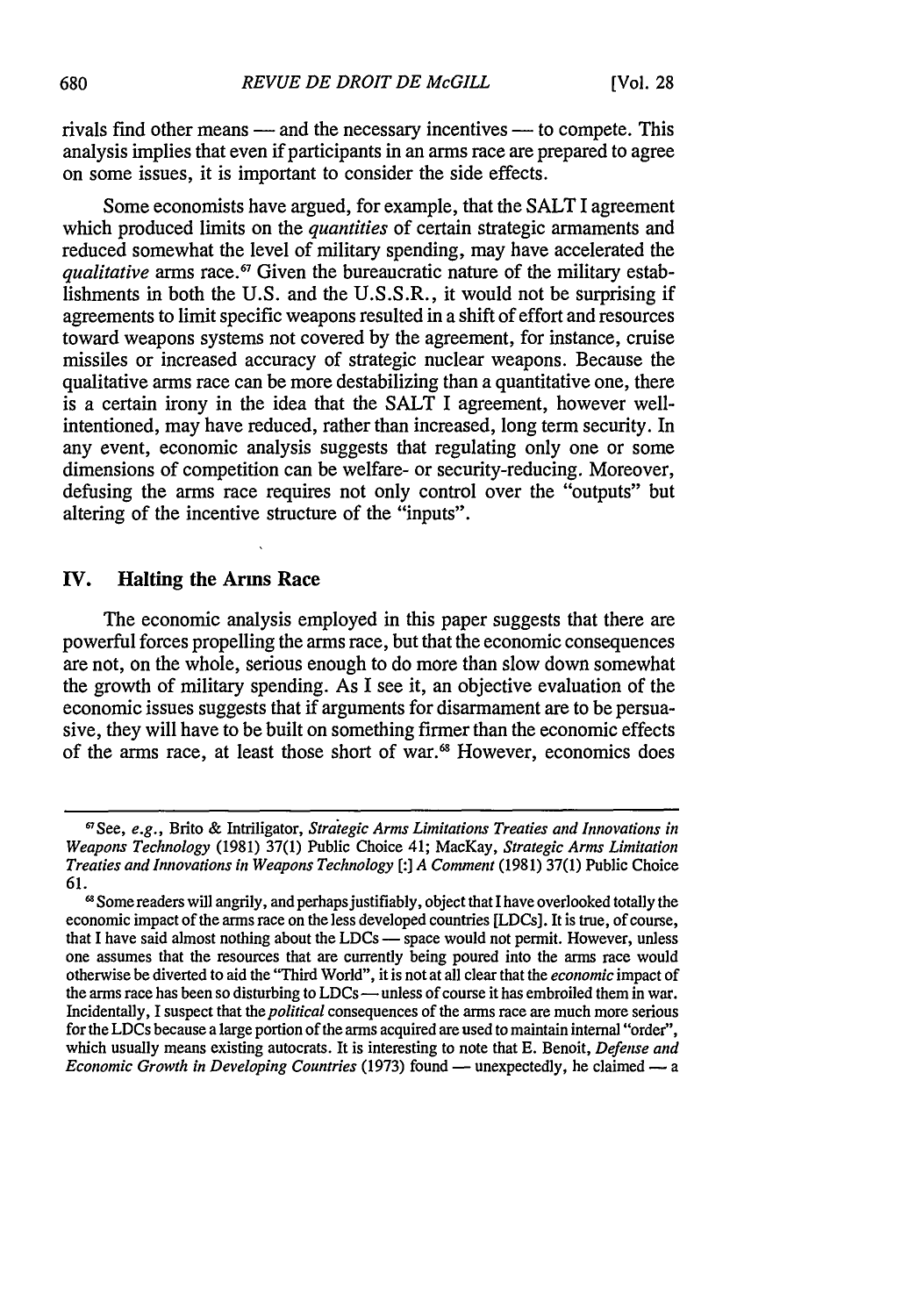rivals find other means — and the necessary incentives — to compete. This analysis implies that even if participants in an arms race are prepared to agree on some issues, it is important to consider the side effects.

Some economists have argued, for example, that the SALT I agreement which produced limits on the *quantities* of certain strategic armaments and reduced somewhat the level of military spending, may have accelerated the *qualitative* arms race.[67] Given the bureaucratic nature of the military establishments in both the U.S. and the U.S.S.R., it would not be surprising if agreements to limit specific weapons resulted in a shift of effort and resources toward weapons systems not covered by the agreement, for instance, cruise missiles or increased accuracy of strategic nuclear weapons. Because the qualitative arms race can be more destabilizing than a quantitative one, there is a certain irony in the idea that the SALT I agreement, however well-intentioned, may have reduced, rather than increased, long term security. In any event, economic analysis suggests that regulating only one or some dimensions of competition can be welfare- or security-reducing. Moreover, defusing the arms race requires not only control over the "outputs" but altering of the incentive structure of the "inputs".

## IV. Halting the Arms Race

The economic analysis employed in this paper suggests that there are powerful forces propelling the arms race, but that the economic consequences are not, on the whole, serious enough to do more than slow down somewhat the growth of military spending. As I see it, an objective evaluation of the economic issues suggests that if arguments for disarmament are to be persuasive, they will have to be built on something firmer than the economic effects of the arms race, at least those short of war.[68] However, economics does

---

[67] See, *e.g.*, Brito & Intriligator, *Strategic Arms Limitations Treaties and Innovations in Weapons Technology* (1981) 37(1) Public Choice 41; MacKay, *Strategic Arms Limitation Treaties and Innovations in Weapons Technology [:] A Comment* (1981) 37(1) Public Choice 61.

[68] Some readers will angrily, and perhaps justifiably, object that I have overlooked totally the economic impact of the arms race on the less developed countries [LDCs]. It is true, of course, that I have said almost nothing about the LDCs — space would not permit. However, unless one assumes that the resources that are currently being poured into the arms race would otherwise be diverted to aid the "Third World", it is not at all clear that the *economic* impact of the arms race has been so disturbing to LDCs — unless of course it has embroiled them in war. Incidentally, I suspect that the *political* consequences of the arms race are much more serious for the LDCs because a large portion of the arms acquired are used to maintain internal "order", which usually means existing autocrats. It is interesting to note that E. Benoit, *Defense and Economic Growth in Developing Countries* (1973) found — unexpectedly, he claimed — a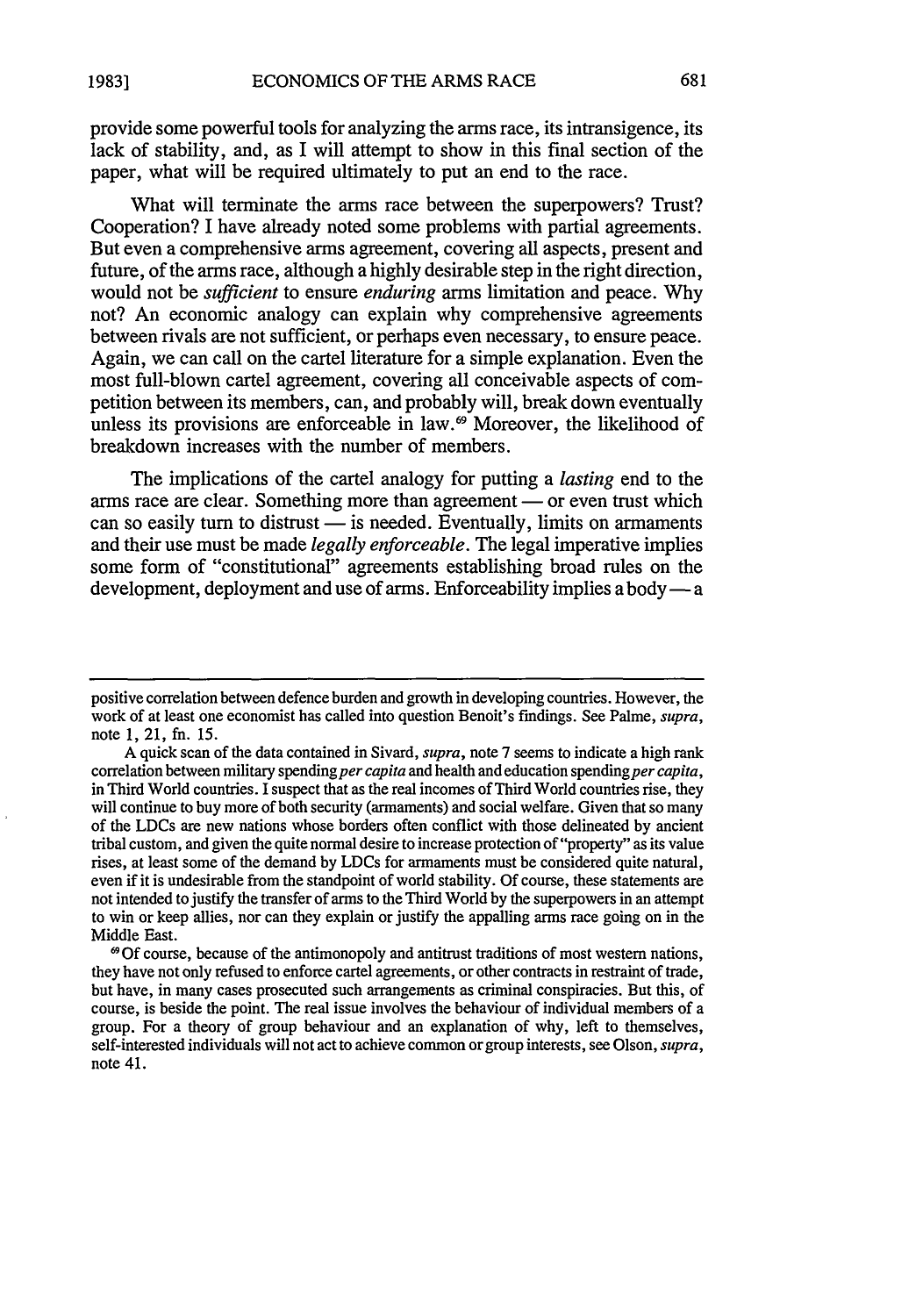provide some powerful tools for analyzing the arms race, its intransigence, its lack of stability, and, as I will attempt to show in this final section of the paper, what will be required ultimately to put an end to the race.

What will terminate the arms race between the superpowers? Trust? Cooperation? I have already noted some problems with partial agreements. But even a comprehensive arms agreement, covering all aspects, present and future, of the arms race, although a highly desirable step in the right direction, would not be *sufficient* to ensure *enduring* arms limitation and peace. Why not? An economic analogy can explain why comprehensive agreements between rivals are not sufficient, or perhaps even necessary, to ensure peace. Again, we can call on the cartel literature for a simple explanation. Even the most full-blown cartel agreement, covering all conceivable aspects of competition between its members, can, and probably will, break down eventually unless its provisions are enforceable in law.[69] Moreover, the likelihood of breakdown increases with the number of members.

The implications of the cartel analogy for putting a *lasting* end to the arms race are clear. Something more than agreement — or even trust which can so easily turn to distrust — is needed. Eventually, limits on armaments and their use must be made *legally enforceable*. The legal imperative implies some form of "constitutional" agreements establishing broad rules on the development, deployment and use of arms. Enforceability implies a body — a

---

positive correlation between defence burden and growth in developing countries. However, the work of at least one economist has called into question Benoit's findings. See Palme, *supra*, note 1, 21, fn. 15.

A quick scan of the data contained in Sivard, *supra*, note 7 seems to indicate a high rank correlation between military spending *per capita* and health and education spending *per capita*, in Third World countries. I suspect that as the real incomes of Third World countries rise, they will continue to buy more of both security (armaments) and social welfare. Given that so many of the LDCs are new nations whose borders often conflict with those delineated by ancient tribal custom, and given the quite normal desire to increase protection of "property" as its value rises, at least some of the demand by LDCs for armaments must be considered quite natural, even if it is undesirable from the standpoint of world stability. Of course, these statements are not intended to justify the transfer of arms to the Third World by the superpowers in an attempt to win or keep allies, nor can they explain or justify the appalling arms race going on in the Middle East.

[69] Of course, because of the antimonopoly and antitrust traditions of most western nations, they have not only refused to enforce cartel agreements, or other contracts in restraint of trade, but have, in many cases prosecuted such arrangements as criminal conspiracies. But this, of course, is beside the point. The real issue involves the behaviour of individual members of a group. For a theory of group behaviour and an explanation of why, left to themselves, self-interested individuals will not act to achieve common or group interests, see Olson, *supra*, note 41.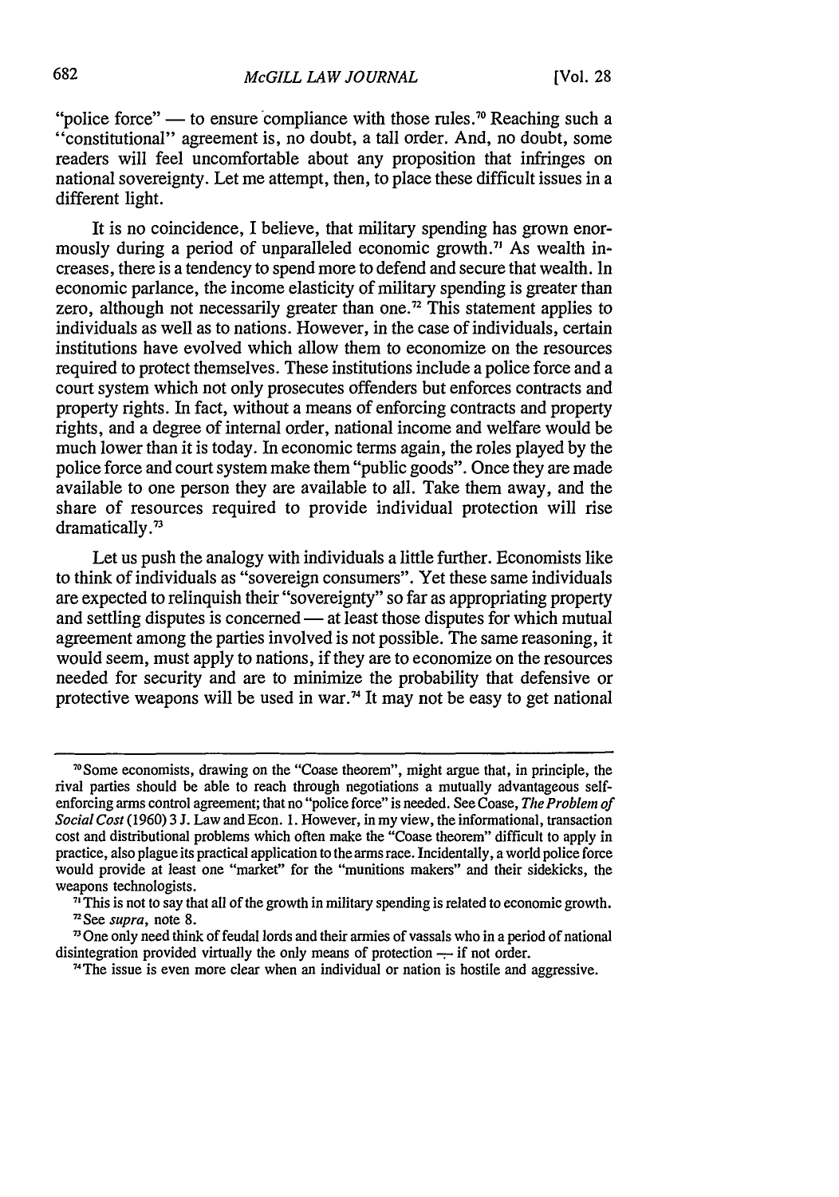"police force" — to ensure compliance with those rules.[70] Reaching such a "constitutional" agreement is, no doubt, a tall order. And, no doubt, some readers will feel uncomfortable about any proposition that infringes on national sovereignty. Let me attempt, then, to place these difficult issues in a different light.

It is no coincidence, I believe, that military spending has grown enormously during a period of unparalleled economic growth.[71] As wealth increases, there is a tendency to spend more to defend and secure that wealth. In economic parlance, the income elasticity of military spending is greater than zero, although not necessarily greater than one.[72] This statement applies to individuals as well as to nations. However, in the case of individuals, certain institutions have evolved which allow them to economize on the resources required to protect themselves. These institutions include a police force and a court system which not only prosecutes offenders but enforces contracts and property rights. In fact, without a means of enforcing contracts and property rights, and a degree of internal order, national income and welfare would be much lower than it is today. In economic terms again, the roles played by the police force and court system make them "public goods". Once they are made available to one person they are available to all. Take them away, and the share of resources required to provide individual protection will rise dramatically.[73]

Let us push the analogy with individuals a little further. Economists like to think of individuals as "sovereign consumers". Yet these same individuals are expected to relinquish their "sovereignty" so far as appropriating property and settling disputes is concerned — at least those disputes for which mutual agreement among the parties involved is not possible. The same reasoning, it would seem, must apply to nations, if they are to economize on the resources needed for security and are to minimize the probability that defensive or protective weapons will be used in war.[74] It may not be easy to get national

---

[70] Some economists, drawing on the "Coase theorem", might argue that, in principle, the rival parties should be able to reach through negotiations a mutually advantageous self-enforcing arms control agreement; that no "police force" is needed. See Coase, *The Problem of Social Cost* (1960) 3 J. Law and Econ. 1. However, in my view, the informational, transaction cost and distributional problems which often make the "Coase theorem" difficult to apply in practice, also plague its practical application to the arms race. Incidentally, a world police force would provide at least one "market" for the "munitions makers" and their sidekicks, the weapons technologists.

[71] This is not to say that all of the growth in military spending is related to economic growth.

[72] See *supra*, note 8.

[73] One only need think of feudal lords and their armies of vassals who in a period of national disintegration provided virtually the only means of protection — if not order.

[74] The issue is even more clear when an individual or nation is hostile and aggressive.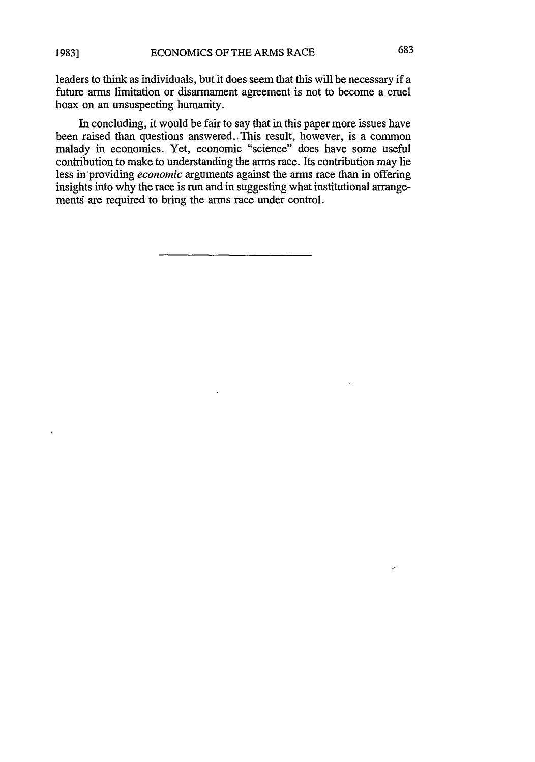leaders to think as individuals, but it does seem that this will be necessary if a future arms limitation or disarmament agreement is not to become a cruel hoax on an unsuspecting humanity.

In concluding, it would be fair to say that in this paper more issues have been raised than questions answered. This result, however, is a common malady in economics. Yet, economic "science" does have some useful contribution to make to understanding the arms race. Its contribution may lie less in providing *economic* arguments against the arms race than in offering insights into why the race is run and in suggesting what institutional arrangements are required to bring the arms race under control.